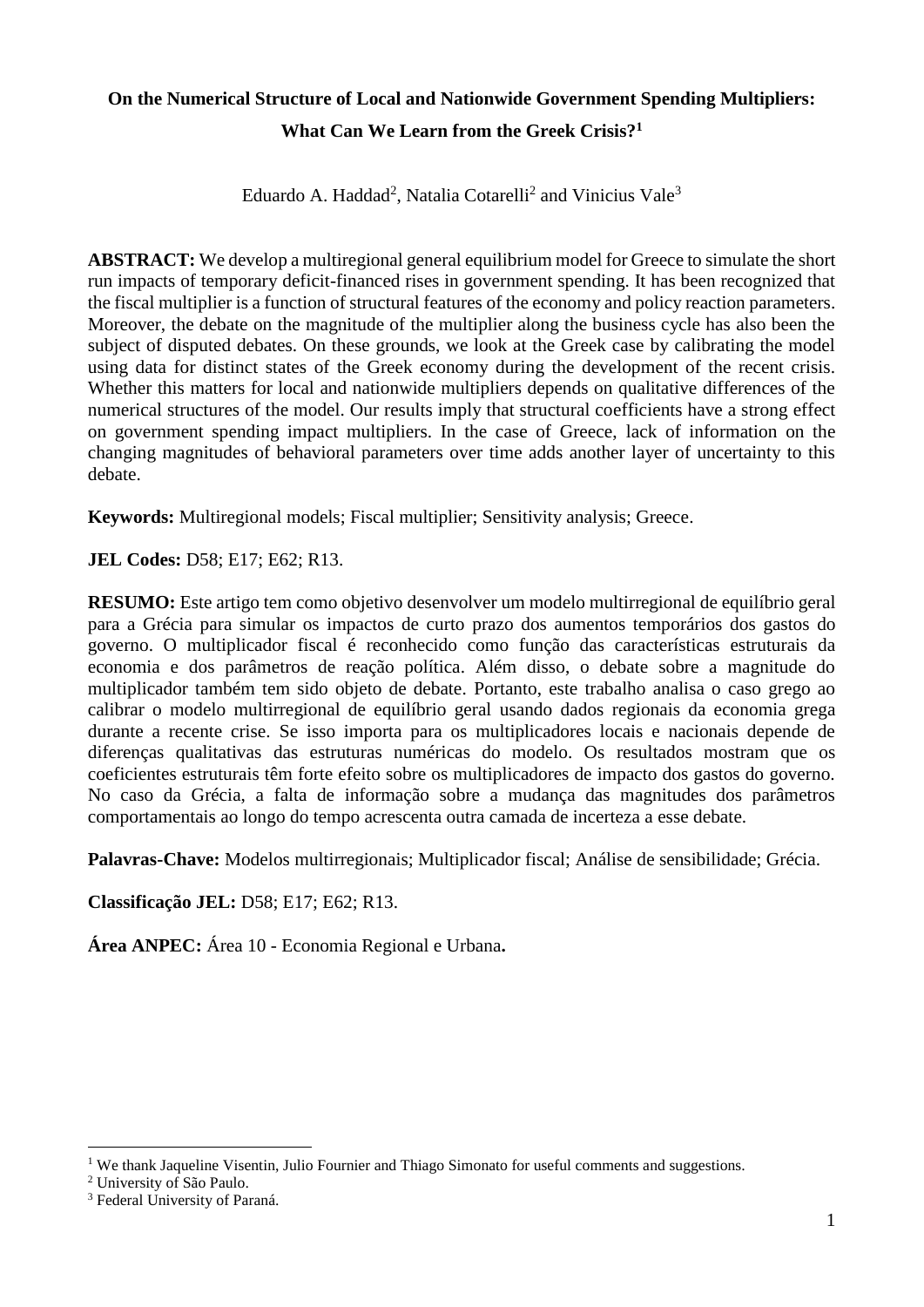# On the Numerical Structure of Local and Nationwide Government Spending Multipliers: What Can We Learn from the Greek Crisis?[1]

Eduardo A. Haddad[2], Natalia Cotarelli[2] and Vinicius Vale[3]

**ABSTRACT:** We develop a multiregional general equilibrium model for Greece to simulate the short run impacts of temporary deficit-financed rises in government spending. It has been recognized that the fiscal multiplier is a function of structural features of the economy and policy reaction parameters. Moreover, the debate on the magnitude of the multiplier along the business cycle has also been the subject of disputed debates. On these grounds, we look at the Greek case by calibrating the model using data for distinct states of the Greek economy during the development of the recent crisis. Whether this matters for local and nationwide multipliers depends on qualitative differences of the numerical structures of the model. Our results imply that structural coefficients have a strong effect on government spending impact multipliers. In the case of Greece, lack of information on the changing magnitudes of behavioral parameters over time adds another layer of uncertainty to this debate.

**Keywords:** Multiregional models; Fiscal multiplier; Sensitivity analysis; Greece.

**JEL Codes:** D58; E17; E62; R13.

**RESUMO:** Este artigo tem como objetivo desenvolver um modelo multirregional de equilíbrio geral para a Grécia para simular os impactos de curto prazo dos aumentos temporários dos gastos do governo. O multiplicador fiscal é reconhecido como função das características estruturais da economia e dos parâmetros de reação política. Além disso, o debate sobre a magnitude do multiplicador também tem sido objeto de debate. Portanto, este trabalho analisa o caso grego ao calibrar o modelo multirregional de equilíbrio geral usando dados regionais da economia grega durante a recente crise. Se isso importa para os multiplicadores locais e nacionais depende de diferenças qualitativas das estruturas numéricas do modelo. Os resultados mostram que os coeficientes estruturais têm forte efeito sobre os multiplicadores de impacto dos gastos do governo. No caso da Grécia, a falta de informação sobre a mudança das magnitudes dos parâmetros comportamentais ao longo do tempo acrescenta outra camada de incerteza a esse debate.

**Palavras-Chave:** Modelos multirregionais; Multiplicador fiscal; Análise de sensibilidade; Grécia.

**Classificação JEL:** D58; E17; E62; R13.

**Área ANPEC:** Área 10 - Economia Regional e Urbana**.**

---

[1] We thank Jaqueline Visentin, Julio Fournier and Thiago Simonato for useful comments and suggestions.

[2] University of São Paulo.

[3] Federal University of Paraná.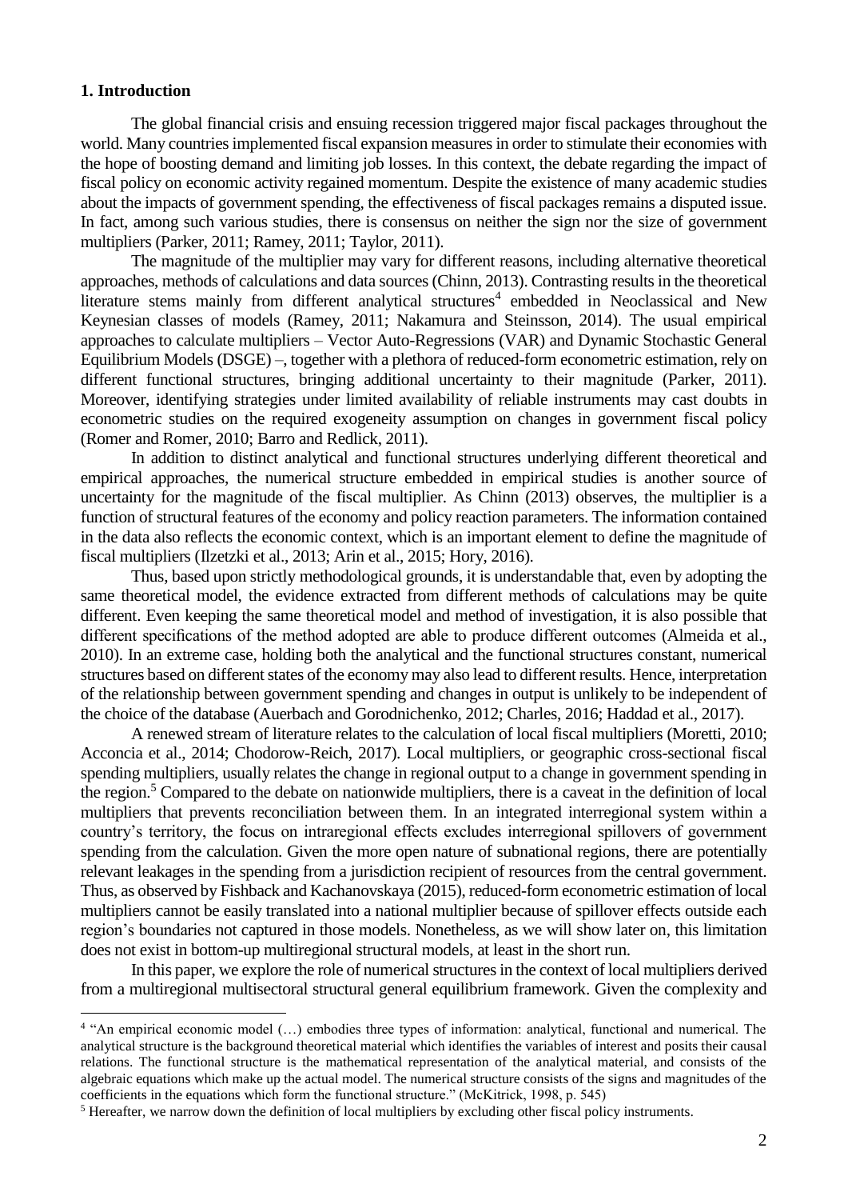## 1. Introduction

The global financial crisis and ensuing recession triggered major fiscal packages throughout the world. Many countries implemented fiscal expansion measures in order to stimulate their economies with the hope of boosting demand and limiting job losses. In this context, the debate regarding the impact of fiscal policy on economic activity regained momentum. Despite the existence of many academic studies about the impacts of government spending, the effectiveness of fiscal packages remains a disputed issue. In fact, among such various studies, there is consensus on neither the sign nor the size of government multipliers (Parker, 2011; Ramey, 2011; Taylor, 2011).

The magnitude of the multiplier may vary for different reasons, including alternative theoretical approaches, methods of calculations and data sources (Chinn, 2013). Contrasting results in the theoretical literature stems mainly from different analytical structures[4] embedded in Neoclassical and New Keynesian classes of models (Ramey, 2011; Nakamura and Steinsson, 2014). The usual empirical approaches to calculate multipliers – Vector Auto-Regressions (VAR) and Dynamic Stochastic General Equilibrium Models (DSGE) –, together with a plethora of reduced-form econometric estimation, rely on different functional structures, bringing additional uncertainty to their magnitude (Parker, 2011). Moreover, identifying strategies under limited availability of reliable instruments may cast doubts in econometric studies on the required exogeneity assumption on changes in government fiscal policy (Romer and Romer, 2010; Barro and Redlick, 2011).

In addition to distinct analytical and functional structures underlying different theoretical and empirical approaches, the numerical structure embedded in empirical studies is another source of uncertainty for the magnitude of the fiscal multiplier. As Chinn (2013) observes, the multiplier is a function of structural features of the economy and policy reaction parameters. The information contained in the data also reflects the economic context, which is an important element to define the magnitude of fiscal multipliers (Ilzetzki et al., 2013; Arin et al., 2015; Hory, 2016).

Thus, based upon strictly methodological grounds, it is understandable that, even by adopting the same theoretical model, the evidence extracted from different methods of calculations may be quite different. Even keeping the same theoretical model and method of investigation, it is also possible that different specifications of the method adopted are able to produce different outcomes (Almeida et al., 2010). In an extreme case, holding both the analytical and the functional structures constant, numerical structures based on different states of the economy may also lead to different results. Hence, interpretation of the relationship between government spending and changes in output is unlikely to be independent of the choice of the database (Auerbach and Gorodnichenko, 2012; Charles, 2016; Haddad et al., 2017).

A renewed stream of literature relates to the calculation of local fiscal multipliers (Moretti, 2010; Acconcia et al., 2014; Chodorow-Reich, 2017). Local multipliers, or geographic cross-sectional fiscal spending multipliers, usually relates the change in regional output to a change in government spending in the region.[5] Compared to the debate on nationwide multipliers, there is a caveat in the definition of local multipliers that prevents reconciliation between them. In an integrated interregional system within a country's territory, the focus on intraregional effects excludes interregional spillovers of government spending from the calculation. Given the more open nature of subnational regions, there are potentially relevant leakages in the spending from a jurisdiction recipient of resources from the central government. Thus, as observed by Fishback and Kachanovskaya (2015), reduced-form econometric estimation of local multipliers cannot be easily translated into a national multiplier because of spillover effects outside each region's boundaries not captured in those models. Nonetheless, as we will show later on, this limitation does not exist in bottom-up multiregional structural models, at least in the short run.

In this paper, we explore the role of numerical structures in the context of local multipliers derived from a multiregional multisectoral structural general equilibrium framework. Given the complexity and

---

[4] "An empirical economic model (…) embodies three types of information: analytical, functional and numerical. The analytical structure is the background theoretical material which identifies the variables of interest and posits their causal relations. The functional structure is the mathematical representation of the analytical material, and consists of the algebraic equations which make up the actual model. The numerical structure consists of the signs and magnitudes of the coefficients in the equations which form the functional structure." (McKitrick, 1998, p. 545)

[5] Hereafter, we narrow down the definition of local multipliers by excluding other fiscal policy instruments.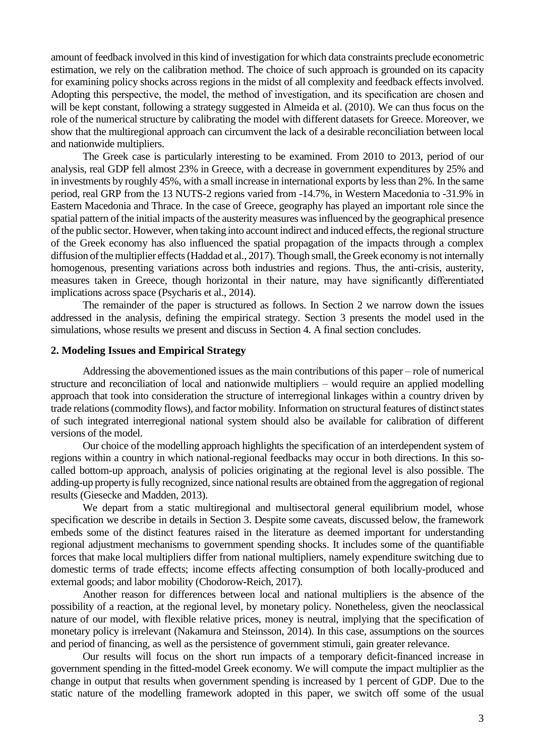amount of feedback involved in this kind of investigation for which data constraints preclude econometric estimation, we rely on the calibration method. The choice of such approach is grounded on its capacity for examining policy shocks across regions in the midst of all complexity and feedback effects involved. Adopting this perspective, the model, the method of investigation, and its specification are chosen and will be kept constant, following a strategy suggested in Almeida et al. (2010). We can thus focus on the role of the numerical structure by calibrating the model with different datasets for Greece. Moreover, we show that the multiregional approach can circumvent the lack of a desirable reconciliation between local and nationwide multipliers.

The Greek case is particularly interesting to be examined. From 2010 to 2013, period of our analysis, real GDP fell almost 23% in Greece, with a decrease in government expenditures by 25% and in investments by roughly 45%, with a small increase in international exports by less than 2%. In the same period, real GRP from the 13 NUTS-2 regions varied from -14.7%, in Western Macedonia to -31.9% in Eastern Macedonia and Thrace. In the case of Greece, geography has played an important role since the spatial pattern of the initial impacts of the austerity measures was influenced by the geographical presence of the public sector. However, when taking into account indirect and induced effects, the regional structure of the Greek economy has also influenced the spatial propagation of the impacts through a complex diffusion of the multiplier effects (Haddad et al., 2017). Though small, the Greek economy is not internally homogenous, presenting variations across both industries and regions. Thus, the anti-crisis, austerity, measures taken in Greece, though horizontal in their nature, may have significantly differentiated implications across space (Psycharis et al., 2014).

The remainder of the paper is structured as follows. In Section 2 we narrow down the issues addressed in the analysis, defining the empirical strategy. Section 3 presents the model used in the simulations, whose results we present and discuss in Section 4. A final section concludes.

## 2. Modeling Issues and Empirical Strategy

Addressing the abovementioned issues as the main contributions of this paper – role of numerical structure and reconciliation of local and nationwide multipliers – would require an applied modelling approach that took into consideration the structure of interregional linkages within a country driven by trade relations (commodity flows), and factor mobility. Information on structural features of distinct states of such integrated interregional national system should also be available for calibration of different versions of the model.

Our choice of the modelling approach highlights the specification of an interdependent system of regions within a country in which national-regional feedbacks may occur in both directions. In this so-called bottom-up approach, analysis of policies originating at the regional level is also possible. The adding-up property is fully recognized, since national results are obtained from the aggregation of regional results (Giesecke and Madden, 2013).

We depart from a static multiregional and multisectoral general equilibrium model, whose specification we describe in details in Section 3. Despite some caveats, discussed below, the framework embeds some of the distinct features raised in the literature as deemed important for understanding regional adjustment mechanisms to government spending shocks. It includes some of the quantifiable forces that make local multipliers differ from national multipliers, namely expenditure switching due to domestic terms of trade effects; income effects affecting consumption of both locally-produced and external goods; and labor mobility (Chodorow-Reich, 2017).

Another reason for differences between local and national multipliers is the absence of the possibility of a reaction, at the regional level, by monetary policy. Nonetheless, given the neoclassical nature of our model, with flexible relative prices, money is neutral, implying that the specification of monetary policy is irrelevant (Nakamura and Steinsson, 2014). In this case, assumptions on the sources and period of financing, as well as the persistence of government stimuli, gain greater relevance.

Our results will focus on the short run impacts of a temporary deficit-financed increase in government spending in the fitted-model Greek economy. We will compute the impact multiplier as the change in output that results when government spending is increased by 1 percent of GDP. Due to the static nature of the modelling framework adopted in this paper, we switch off some of the usual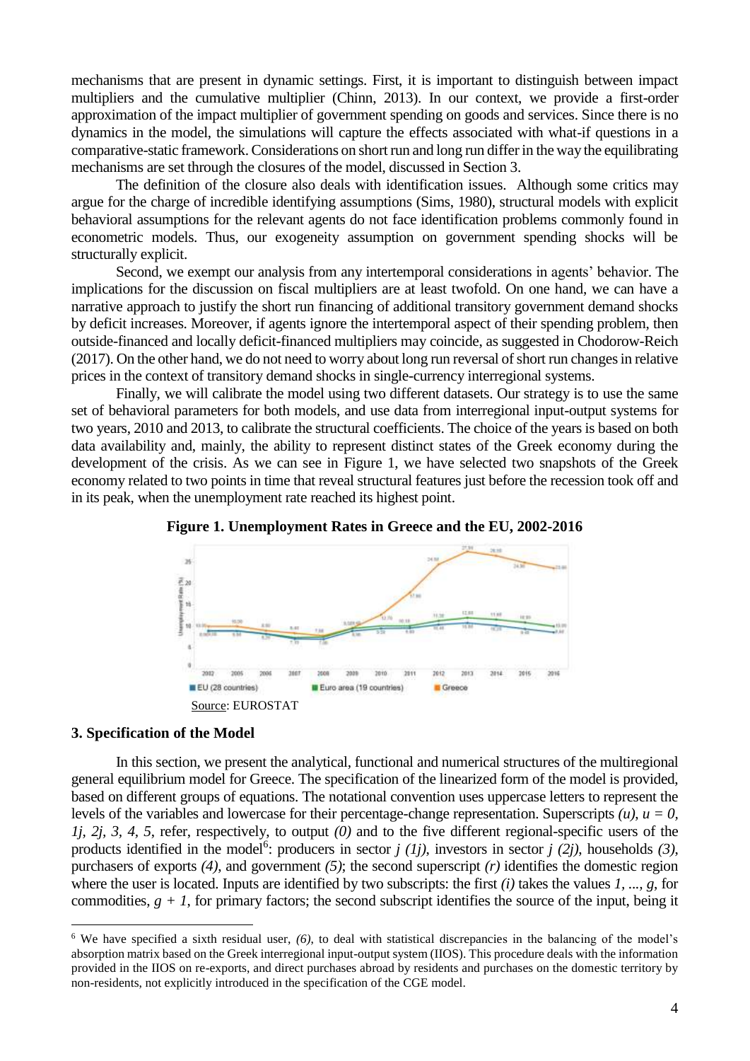mechanisms that are present in dynamic settings. First, it is important to distinguish between impact multipliers and the cumulative multiplier (Chinn, 2013). In our context, we provide a first-order approximation of the impact multiplier of government spending on goods and services. Since there is no dynamics in the model, the simulations will capture the effects associated with what-if questions in a comparative-static framework. Considerations on short run and long run differ in the way the equilibrating mechanisms are set through the closures of the model, discussed in Section 3.

The definition of the closure also deals with identification issues. Although some critics may argue for the charge of incredible identifying assumptions (Sims, 1980), structural models with explicit behavioral assumptions for the relevant agents do not face identification problems commonly found in econometric models. Thus, our exogeneity assumption on government spending shocks will be structurally explicit.

Second, we exempt our analysis from any intertemporal considerations in agents' behavior. The implications for the discussion on fiscal multipliers are at least twofold. On one hand, we can have a narrative approach to justify the short run financing of additional transitory government demand shocks by deficit increases. Moreover, if agents ignore the intertemporal aspect of their spending problem, then outside-financed and locally deficit-financed multipliers may coincide, as suggested in Chodorow-Reich (2017). On the other hand, we do not need to worry about long run reversal of short run changes in relative prices in the context of transitory demand shocks in single-currency interregional systems.

Finally, we will calibrate the model using two different datasets. Our strategy is to use the same set of behavioral parameters for both models, and use data from interregional input-output systems for two years, 2010 and 2013, to calibrate the structural coefficients. The choice of the years is based on both data availability and, mainly, the ability to represent distinct states of the Greek economy during the development of the crisis. As we can see in Figure 1, we have selected two snapshots of the Greek economy related to two points in time that reveal structural features just before the recession took off and in its peak, when the unemployment rate reached its highest point.

**Figure 1. Unemployment Rates in Greece and the EU, 2002-2016**

Source: EUROSTAT

## 3. Specification of the Model

In this section, we present the analytical, functional and numerical structures of the multiregional general equilibrium model for Greece. The specification of the linearized form of the model is provided, based on different groups of equations. The notational convention uses uppercase letters to represent the levels of the variables and lowercase for their percentage-change representation. Superscripts *(u)*, $u = 0, 1j, 2j, 3, 4, 5$, refer, respectively, to output *(0)* and to the five different regional-specific users of the products identified in the model[6]: producers in sector $j$ *(1j)*, investors in sector $j$ *(2j)*, households *(3)*, purchasers of exports *(4)*, and government *(5)*; the second superscript *(r)* identifies the domestic region where the user is located. Inputs are identified by two subscripts: the first *(i)* takes the values $1, ..., g$, for commodities, $g + 1$, for primary factors; the second subscript identifies the source of the input, being it

[6] We have specified a sixth residual user, *(6)*, to deal with statistical discrepancies in the balancing of the model's absorption matrix based on the Greek interregional input-output system (IIOS). This procedure deals with the information provided in the IIOS on re-exports, and direct purchases abroad by residents and purchases on the domestic territory by non-residents, not explicitly introduced in the specification of the CGE model.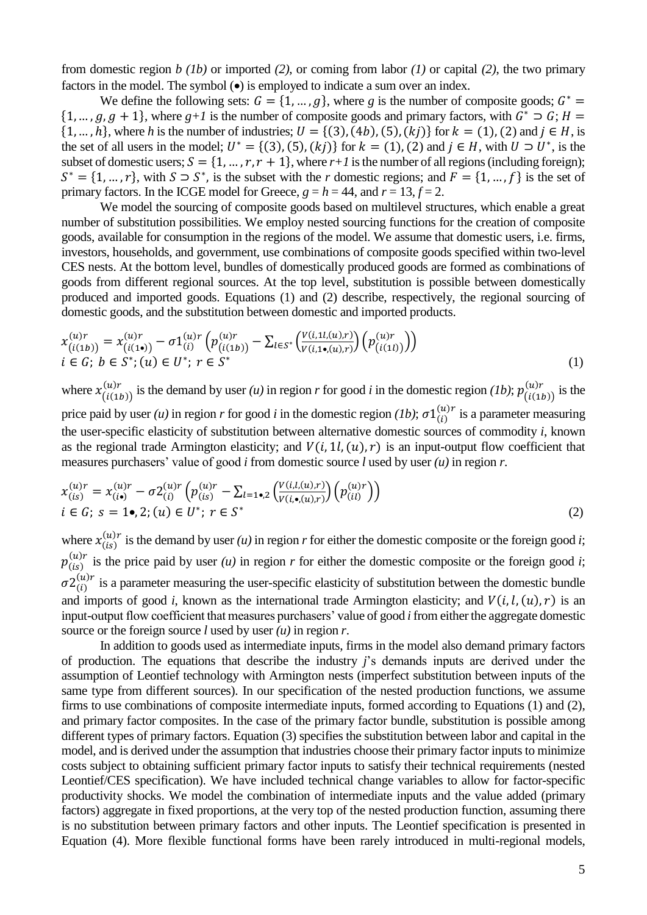from domestic region *b (1b)* or imported *(2)*, or coming from labor *(1)* or capital *(2)*, the two primary factors in the model. The symbol (•) is employed to indicate a sum over an index.

We define the following sets: $G = \{1, \ldots, g\}$, where *g* is the number of composite goods; $G^* = \{1, \ldots, g, g+1\}$, where *g+1* is the number of composite goods and primary factors, with $G^* \supset G$; $H = \{1, \ldots, h\}$, where *h* is the number of industries; $U = \{(3), (4b), (5), (kj)\}$ for $k = (1), (2)$ and $j \in H$, is the set of all users in the model; $U^* = \{(3), (5), (kj)\}$ for $k = (1), (2)$ and $j \in H$, with $U \supset U^*$, is the subset of domestic users; $S = \{1, \ldots, r, r+1\}$, where *r+1* is the number of all regions (including foreign); $S^* = \{1, \ldots, r\}$, with $S \supset S^*$, is the subset with the *r* domestic regions; and $F = \{1, \ldots, f\}$ is the set of primary factors. In the ICGE model for Greece, $g = h = 44$, and $r = 13$, $f = 2$.

We model the sourcing of composite goods based on multilevel structures, which enable a great number of substitution possibilities. We employ nested sourcing functions for the creation of composite goods, available for consumption in the regions of the model. We assume that domestic users, i.e. firms, investors, households, and government, use combinations of composite goods specified within two-level CES nests. At the bottom level, bundles of domestically produced goods are formed as combinations of goods from different regional sources. At the top level, substitution is possible between domestically produced and imported goods. Equations (1) and (2) describe, respectively, the regional sourcing of domestic goods, and the substitution between domestic and imported products.

$$x_{(i(1b))}^{(u)r} = x_{(i(1\bullet))}^{(u)r} - \sigma 1_{(i)}^{(u)r} \left( p_{(i(1b))}^{(u)r} - \sum_{l \in S^*} \left( \frac{V(i, 1l, (u), r)}{V(i, 1\bullet, (u), r)} \right) \left( p_{(i(1l))}^{(u)r} \right) \right)$$
$$i \in G;\ b \in S^*;\ (u) \in U^*;\ r \in S^* \tag{1}$$

where $x_{(i(1b))}^{(u)r}$ is the demand by user *(u)* in region *r* for good *i* in the domestic region *(1b)*; $p_{(i(1b))}^{(u)r}$ is the price paid by user *(u)* in region *r* for good *i* in the domestic region *(1b)*; $\sigma 1_{(i)}^{(u)r}$ is a parameter measuring the user-specific elasticity of substitution between alternative domestic sources of commodity *i*, known as the regional trade Armington elasticity; and $V(i, 1l, (u), r)$ is an input-output flow coefficient that measures purchasers' value of good *i* from domestic source *l* used by user *(u)* in region *r*.

$$x_{(is)}^{(u)r} = x_{(i\bullet)}^{(u)r} - \sigma 2_{(i)}^{(u)r} \left( p_{(is)}^{(u)r} - \sum_{l = 1\bullet, 2} \left( \frac{V(i, l, (u), r)}{V(i, \bullet, (u), r)} \right) \left( p_{(il)}^{(u)r} \right) \right)$$
$$i \in G;\ s = 1\bullet, 2;\ (u) \in U^*;\ r \in S^* \tag{2}$$

where $x_{(is)}^{(u)r}$ is the demand by user *(u)* in region *r* for either the domestic composite or the foreign good *i*; $p_{(is)}^{(u)r}$ is the price paid by user *(u)* in region *r* for either the domestic composite or the foreign good *i*; $\sigma 2_{(i)}^{(u)r}$ is a parameter measuring the user-specific elasticity of substitution between the domestic bundle and imports of good *i*, known as the international trade Armington elasticity; and $V(i, l, (u), r)$ is an input-output flow coefficient that measures purchasers' value of good *i* from either the aggregate domestic source or the foreign source *l* used by user *(u)* in region *r*.

In addition to goods used as intermediate inputs, firms in the model also demand primary factors of production. The equations that describe the industry *j*'s demands inputs are derived under the assumption of Leontief technology with Armington nests (imperfect substitution between inputs of the same type from different sources). In our specification of the nested production functions, we assume firms to use combinations of composite intermediate inputs, formed according to Equations (1) and (2), and primary factor composites. In the case of the primary factor bundle, substitution is possible among different types of primary factors. Equation (3) specifies the substitution between labor and capital in the model, and is derived under the assumption that industries choose their primary factor inputs to minimize costs subject to obtaining sufficient primary factor inputs to satisfy their technical requirements (nested Leontief/CES specification). We have included technical change variables to allow for factor-specific productivity shocks. We model the combination of intermediate inputs and the value added (primary factors) aggregate in fixed proportions, at the very top of the nested production function, assuming there is no substitution between primary factors and other inputs. The Leontief specification is presented in Equation (4). More flexible functional forms have been rarely introduced in multi-regional models,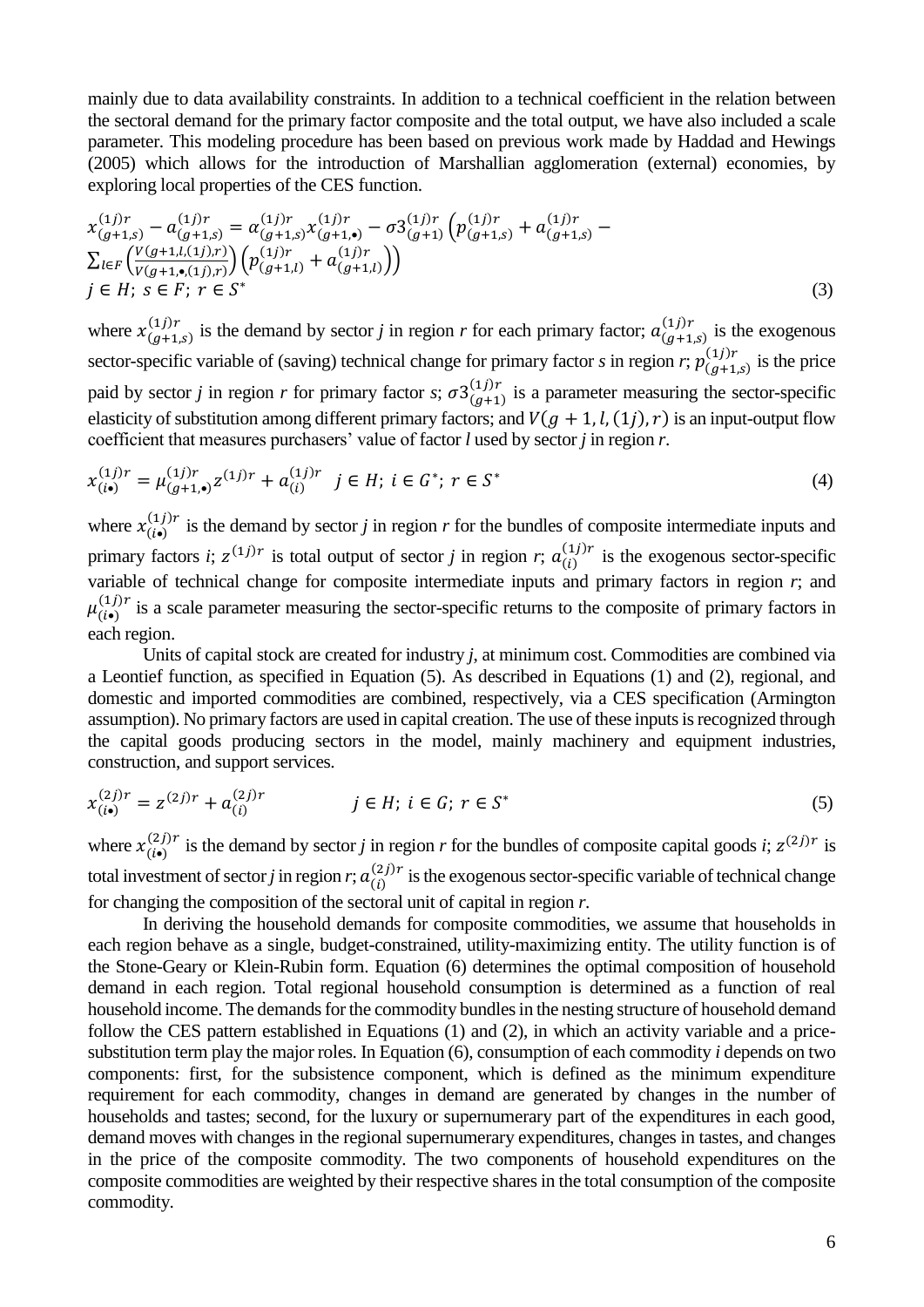mainly due to data availability constraints. In addition to a technical coefficient in the relation between the sectoral demand for the primary factor composite and the total output, we have also included a scale parameter. This modeling procedure has been based on previous work made by Haddad and Hewings (2005) which allows for the introduction of Marshallian agglomeration (external) economies, by exploring local properties of the CES function.

$$x_{(g+1,s)}^{(1j)r} - a_{(g+1,s)}^{(1j)r} = \alpha_{(g+1,s)}^{(1j)r} x_{(g+1,\bullet)}^{(1j)r} - \sigma 3_{(g+1)}^{(1j)r} \left( p_{(g+1,s)}^{(1j)r} + a_{(g+1,s)}^{(1j)r} - \sum_{l \in F} \left( \frac{V(g+1,l,(1j),r)}{V(g+1,\bullet,(1j),r)} \right) \left( p_{(g+1,l)}^{(1j)r} + a_{(g+1,l)}^{(1j)r} \right) \right)$$
$$j \in H;\ s \in F;\ r \in S^* \tag{3}$$

where $x_{(g+1,s)}^{(1j)r}$ is the demand by sector *j* in region *r* for each primary factor; $a_{(g+1,s)}^{(1j)r}$ is the exogenous sector-specific variable of (saving) technical change for primary factor *s* in region *r*; $p_{(g+1,s)}^{(1j)r}$ is the price paid by sector *j* in region *r* for primary factor *s*; $\sigma 3_{(g+1)}^{(1j)r}$ is a parameter measuring the sector-specific elasticity of substitution among different primary factors; and $V(g+1, l, (1j), r)$ is an input-output flow coefficient that measures purchasers' value of factor *l* used by sector *j* in region *r*.

$$x_{(i\bullet)}^{(1j)r} = \mu_{(g+1,\bullet)}^{(1j)r} z^{(1j)r} + a_{(i)}^{(1j)r} \quad j \in H;\ i \in G^*;\ r \in S^* \tag{4}$$

where $x_{(i\bullet)}^{(1j)r}$ is the demand by sector *j* in region *r* for the bundles of composite intermediate inputs and primary factors *i*; $z^{(1j)r}$ is total output of sector *j* in region *r*; $a_{(i)}^{(1j)r}$ is the exogenous sector-specific variable of technical change for composite intermediate inputs and primary factors in region *r*; and $\mu_{(i\bullet)}^{(1j)r}$ is a scale parameter measuring the sector-specific returns to the composite of primary factors in each region.

Units of capital stock are created for industry *j*, at minimum cost. Commodities are combined via a Leontief function, as specified in Equation (5). As described in Equations (1) and (2), regional, and domestic and imported commodities are combined, respectively, via a CES specification (Armington assumption). No primary factors are used in capital creation. The use of these inputs is recognized through the capital goods producing sectors in the model, mainly machinery and equipment industries, construction, and support services.

$$x_{(i\bullet)}^{(2j)r} = z^{(2j)r} + a_{(i)}^{(2j)r} \qquad j \in H;\ i \in G;\ r \in S^* \tag{5}$$

where $x_{(i\bullet)}^{(2j)r}$ is the demand by sector *j* in region *r* for the bundles of composite capital goods *i*; $z^{(2j)r}$ is total investment of sector *j* in region *r*; $a_{(i)}^{(2j)r}$ is the exogenous sector-specific variable of technical change for changing the composition of the sectoral unit of capital in region *r*.

In deriving the household demands for composite commodities, we assume that households in each region behave as a single, budget-constrained, utility-maximizing entity. The utility function is of the Stone-Geary or Klein-Rubin form. Equation (6) determines the optimal composition of household demand in each region. Total regional household consumption is determined as a function of real household income. The demands for the commodity bundles in the nesting structure of household demand follow the CES pattern established in Equations (1) and (2), in which an activity variable and a price-substitution term play the major roles. In Equation (6), consumption of each commodity *i* depends on two components: first, for the subsistence component, which is defined as the minimum expenditure requirement for each commodity, changes in demand are generated by changes in the number of households and tastes; second, for the luxury or supernumerary part of the expenditures in each good, demand moves with changes in the regional supernumerary expenditures, changes in tastes, and changes in the price of the composite commodity. The two components of household expenditures on the composite commodities are weighted by their respective shares in the total consumption of the composite commodity.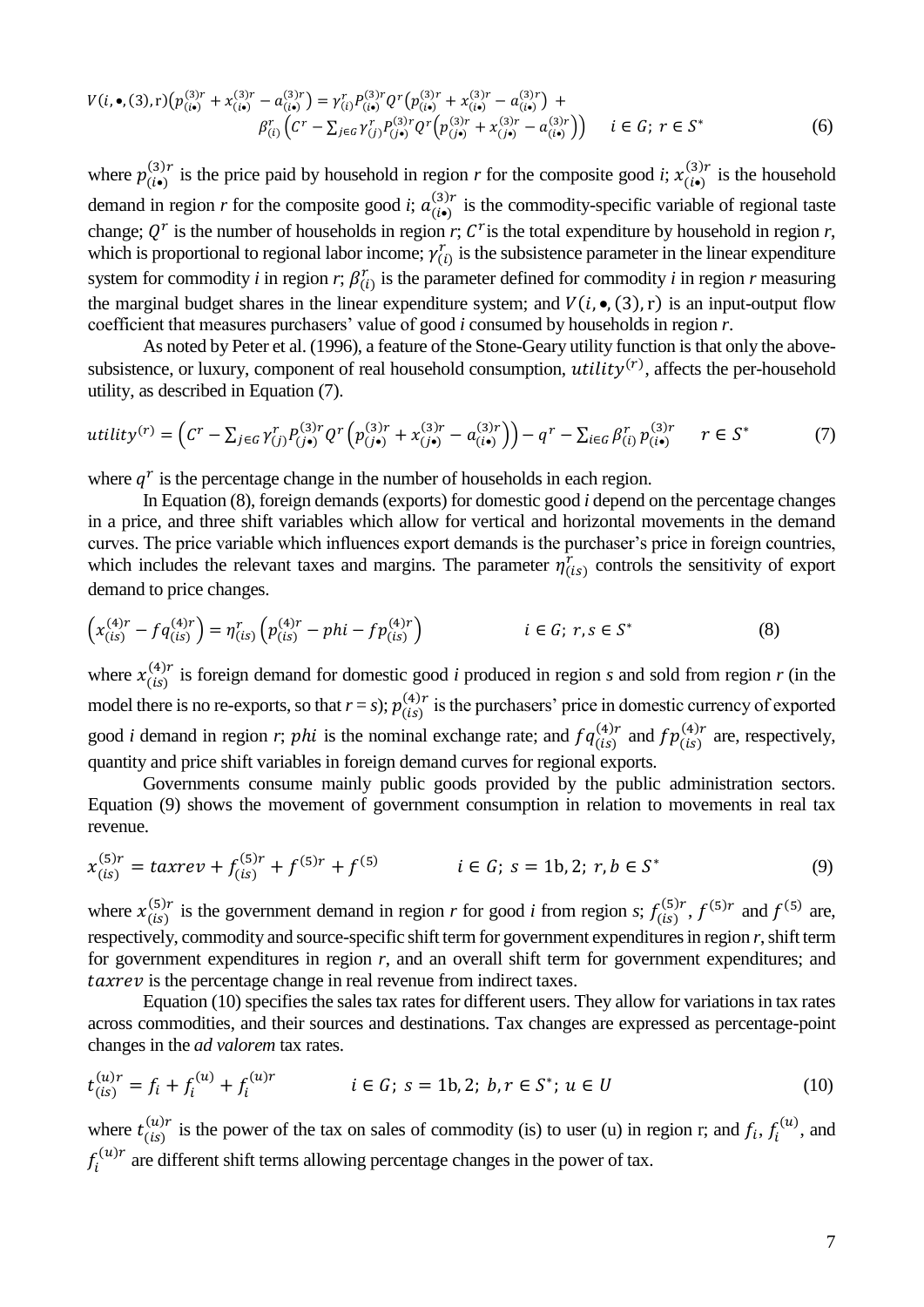$$V(i,\bullet,(3),\mathrm{r})\left(p_{(i\bullet)}^{(3)r}+x_{(i\bullet)}^{(3)r}-a_{(i\bullet)}^{(3)r}\right)=\gamma_{(i)}^{r}P_{(i\bullet)}^{(3)r}Q^{r}\left(p_{(i\bullet)}^{(3)r}+x_{(i\bullet)}^{(3)r}-a_{(i\bullet)}^{(3)r}\right)+$$
$$\beta_{(i)}^{r}\left(C^{r}-\sum_{j\in G}\gamma_{(j)}^{r}P_{(j\bullet)}^{(3)r}Q^{r}\left(p_{(j\bullet)}^{(3)r}+x_{(j\bullet)}^{(3)r}-a_{(i\bullet)}^{(3)r}\right)\right)\qquad i\in G;\ r\in S^{*}\tag{6}$$

where $p_{(i\bullet)}^{(3)r}$ is the price paid by household in region *r* for the composite good *i*; $x_{(i\bullet)}^{(3)r}$ is the household demand in region *r* for the composite good *i*; $a_{(i\bullet)}^{(3)r}$ is the commodity-specific variable of regional taste change; $Q^{r}$ is the number of households in region *r*; $C^{r}$ is the total expenditure by household in region *r*, which is proportional to regional labor income; $\gamma_{(i)}^{r}$ is the subsistence parameter in the linear expenditure system for commodity *i* in region *r*; $\beta_{(i)}^{r}$ is the parameter defined for commodity *i* in region *r* measuring the marginal budget shares in the linear expenditure system; and $V(i,\bullet,(3),\mathrm{r})$ is an input-output flow coefficient that measures purchasers' value of good *i* consumed by households in region *r*.

As noted by Peter et al. (1996), a feature of the Stone-Geary utility function is that only the above-subsistence, or luxury, component of real household consumption, $utility^{(r)}$, affects the per-household utility, as described in Equation (7).

$$utility^{(r)}=\left(C^{r}-\sum_{j\in G}\gamma_{(j)}^{r}P_{(j\bullet)}^{(3)r}Q^{r}\left(p_{(j\bullet)}^{(3)r}+x_{(j\bullet)}^{(3)r}-a_{(i\bullet)}^{(3)r}\right)\right)-q^{r}-\sum_{i\in G}\beta_{(i)}^{r}p_{(i\bullet)}^{(3)r}\qquad r\in S^{*}\tag{7}$$

where $q^{r}$ is the percentage change in the number of households in each region.

In Equation (8), foreign demands (exports) for domestic good *i* depend on the percentage changes in a price, and three shift variables which allow for vertical and horizontal movements in the demand curves. The price variable which influences export demands is the purchaser's price in foreign countries, which includes the relevant taxes and margins. The parameter $\eta_{(is)}^{r}$ controls the sensitivity of export demand to price changes.

$$\left(x_{(is)}^{(4)r}-fq_{(is)}^{(4)r}\right)=\eta_{(is)}^{r}\left(p_{(is)}^{(4)r}-phi-fp_{(is)}^{(4)r}\right)\qquad i\in G;\ r,s\in S^{*}\tag{8}$$

where $x_{(is)}^{(4)r}$ is foreign demand for domestic good *i* produced in region *s* and sold from region *r* (in the model there is no re-exports, so that *r* = *s*); $p_{(is)}^{(4)r}$ is the purchasers' price in domestic currency of exported good *i* demand in region *r*; $phi$ is the nominal exchange rate; and $fq_{(is)}^{(4)r}$ and $fp_{(is)}^{(4)r}$ are, respectively, quantity and price shift variables in foreign demand curves for regional exports.

Governments consume mainly public goods provided by the public administration sectors. Equation (9) shows the movement of government consumption in relation to movements in real tax revenue.

$$x_{(is)}^{(5)r}=taxrev+f_{(is)}^{(5)r}+f^{(5)r}+f^{(5)}\qquad i\in G;\ s=1\mathrm{b},2;\ r,b\in S^{*}\tag{9}$$

where $x_{(is)}^{(5)r}$ is the government demand in region *r* for good *i* from region *s*; $f_{(is)}^{(5)r}$, $f^{(5)r}$ and $f^{(5)}$ are, respectively, commodity and source-specific shift term for government expenditures in region *r*, shift term for government expenditures in region *r*, and an overall shift term for government expenditures; and $taxrev$ is the percentage change in real revenue from indirect taxes.

Equation (10) specifies the sales tax rates for different users. They allow for variations in tax rates across commodities, and their sources and destinations. Tax changes are expressed as percentage-point changes in the *ad valorem* tax rates.

$$t_{(is)}^{(u)r}=f_{i}+f_{i}^{(u)}+f_{i}^{(u)r}\qquad i\in G;\ s=1\mathrm{b},2;\ b,r\in S^{*};\ u\in U\tag{10}$$

where $t_{(is)}^{(u)r}$ is the power of the tax on sales of commodity (is) to user (u) in region r; and $f_{i}$, $f_{i}^{(u)}$, and $f_{i}^{(u)r}$ are different shift terms allowing percentage changes in the power of tax.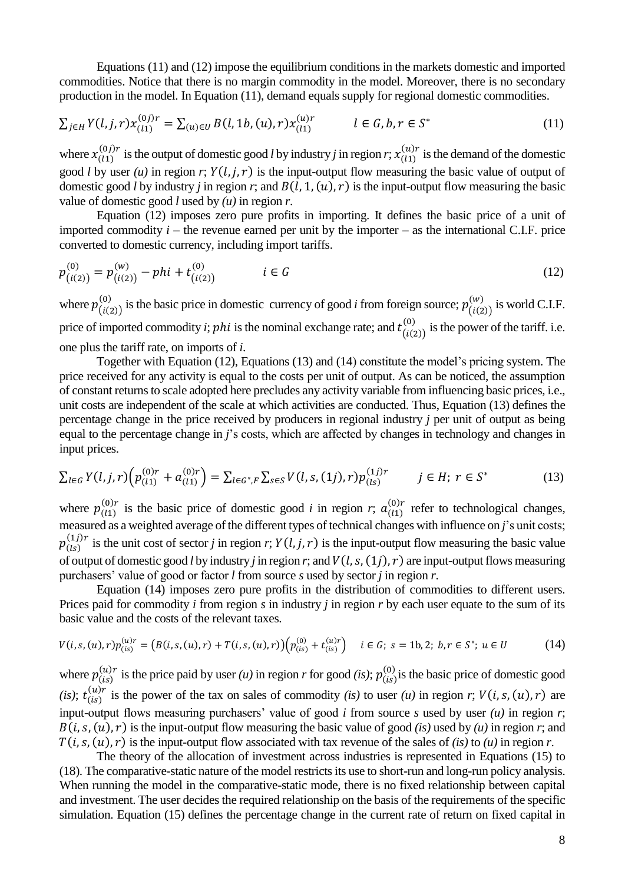Equations (11) and (12) impose the equilibrium conditions in the markets domestic and imported commodities. Notice that there is no margin commodity in the model. Moreover, there is no secondary production in the model. In Equation (11), demand equals supply for regional domestic commodities.

$$\sum_{j\in H} Y(l,j,r)x_{(l1)}^{(0j)r} = \sum_{(u)\in U} B(l,1b,(u),r)x_{(l1)}^{(u)r} \qquad l \in G, b, r \in S^* \tag{11}$$

where $x_{(l1)}^{(0j)r}$ is the output of domestic good *l* by industry *j* in region *r*; $x_{(l1)}^{(u)r}$ is the demand of the domestic good *l* by user *(u)* in region *r*; $Y(l,j,r)$ is the input-output flow measuring the basic value of output of domestic good *l* by industry *j* in region *r*; and $B(l,1,(u),r)$ is the input-output flow measuring the basic value of domestic good *l* used by *(u)* in region *r*.

Equation (12) imposes zero pure profits in importing. It defines the basic price of a unit of imported commodity *i* – the revenue earned per unit by the importer – as the international C.I.F. price converted to domestic currency, including import tariffs.

$$p_{(i(2))}^{(0)} = p_{(i(2))}^{(w)} - phi + t_{(i(2))}^{(0)} \qquad i \in G \tag{12}$$

where $p_{(i(2))}^{(0)}$ is the basic price in domestic currency of good *i* from foreign source; $p_{(i(2))}^{(w)}$ is world C.I.F. price of imported commodity *i*; $phi$ is the nominal exchange rate; and $t_{(i(2))}^{(0)}$ is the power of the tariff. i.e. one plus the tariff rate, on imports of *i*.

Together with Equation (12), Equations (13) and (14) constitute the model's pricing system. The price received for any activity is equal to the costs per unit of output. As can be noticed, the assumption of constant returns to scale adopted here precludes any activity variable from influencing basic prices, i.e., unit costs are independent of the scale at which activities are conducted. Thus, Equation (13) defines the percentage change in the price received by producers in regional industry *j* per unit of output as being equal to the percentage change in *j*'s costs, which are affected by changes in technology and changes in input prices.

$$\sum_{l\in G} Y(l,j,r)\left(p_{(l1)}^{(0)r} + a_{(l1)}^{(0)r}\right) = \sum_{l\in G^*,F}\sum_{s\in S} V(l,s,(1j),r)p_{(ls)}^{(1j)r} \qquad j \in H;\ r \in S^* \tag{13}$$

where $p_{(l1)}^{(0)r}$ is the basic price of domestic good *i* in region *r*; $a_{(l1)}^{(0)r}$ refer to technological changes, measured as a weighted average of the different types of technical changes with influence on *j*'s unit costs; $p_{(ls)}^{(1j)r}$ is the unit cost of sector *j* in region *r*; $Y(l,j,r)$ is the input-output flow measuring the basic value of output of domestic good *l* by industry *j* in region *r*; and $V(l,s,(1j),r)$ are input-output flows measuring purchasers' value of good or factor *l* from source *s* used by sector *j* in region *r*.

Equation (14) imposes zero pure profits in the distribution of commodities to different users. Prices paid for commodity *i* from region *s* in industry *j* in region *r* by each user equate to the sum of its basic value and the costs of the relevant taxes.

$$V(i,s,(u),r)p_{(is)}^{(u)r} = \left(B(i,s,(u),r) + T(i,s,(u),r)\right)\left(p_{(is)}^{(0)} + t_{(is)}^{(u)r}\right) \quad i \in G;\ s = 1b, 2;\ b, r \in S^*;\ u \in U \tag{14}$$

where $p_{(is)}^{(u)r}$ is the price paid by user *(u)* in region *r* for good *(is)*; $p_{(is)}^{(0)}$ is the basic price of domestic good *(is)*; $t_{(is)}^{(u)r}$ is the power of the tax on sales of commodity *(is)* to user *(u)* in region *r*; $V(i,s,(u),r)$ are input-output flows measuring purchasers' value of good *i* from source *s* used by user *(u)* in region *r*; $B(i,s,(u),r)$ is the input-output flow measuring the basic value of good *(is)* used by *(u)* in region *r*; and $T(i,s,(u),r)$ is the input-output flow associated with tax revenue of the sales of *(is)* to *(u)* in region *r*.

The theory of the allocation of investment across industries is represented in Equations (15) to (18). The comparative-static nature of the model restricts its use to short-run and long-run policy analysis. When running the model in the comparative-static mode, there is no fixed relationship between capital and investment. The user decides the required relationship on the basis of the requirements of the specific simulation. Equation (15) defines the percentage change in the current rate of return on fixed capital in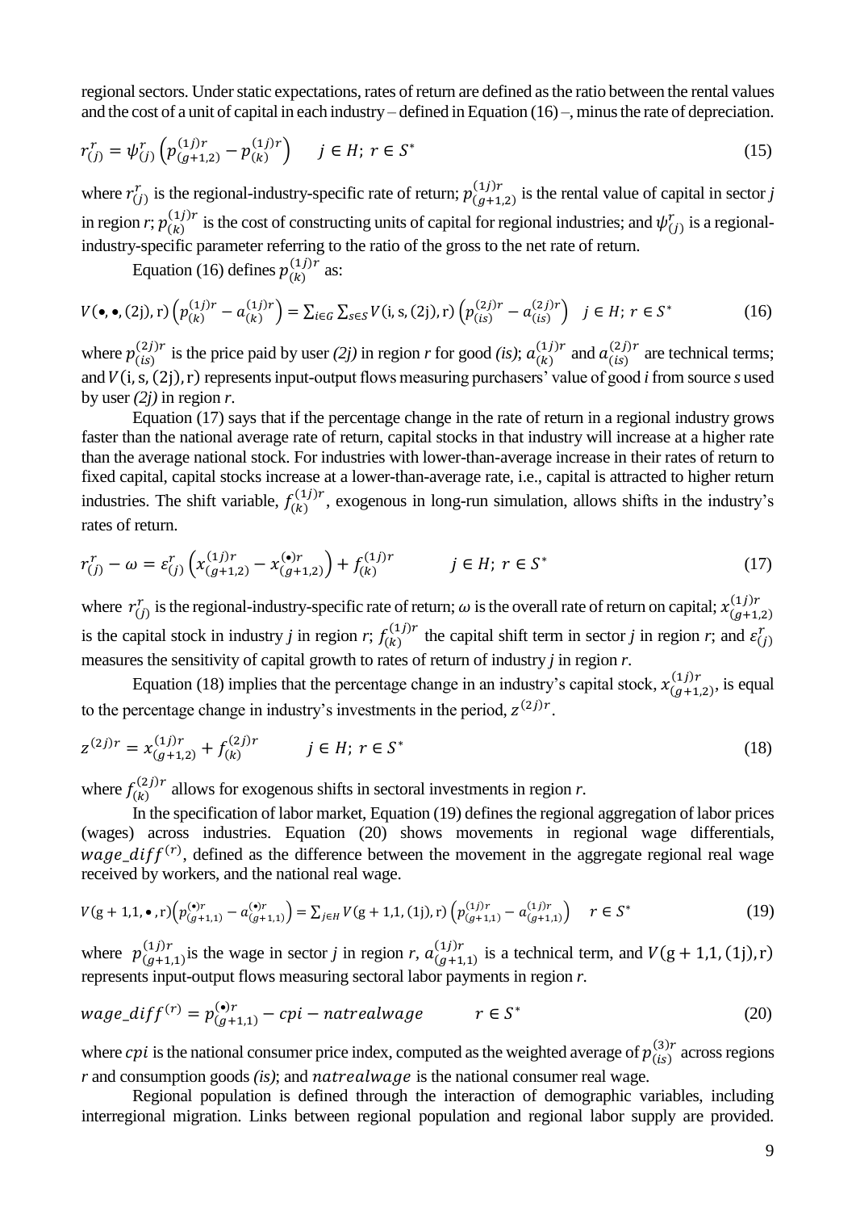regional sectors. Under static expectations, rates of return are defined as the ratio between the rental values and the cost of a unit of capital in each industry – defined in Equation (16) –, minus the rate of depreciation.

$$r_{(j)}^{r} = \psi_{(j)}^{r}\left(p_{(g+1,2)}^{(1j)r} - p_{(k)}^{(1j)r}\right) \qquad j \in H;\ r \in S^{*} \tag{15}$$

where $r_{(j)}^{r}$ is the regional-industry-specific rate of return; $p_{(g+1,2)}^{(1j)r}$ is the rental value of capital in sector *j* in region *r*; $p_{(k)}^{(1j)r}$ is the cost of constructing units of capital for regional industries; and $\psi_{(j)}^{r}$ is a regional-industry-specific parameter referring to the ratio of the gross to the net rate of return.

Equation (16) defines $p_{(k)}^{(1j)r}$ as:

$$V(\bullet,\bullet,(2\mathrm{j}),\mathrm{r})\left(p_{(k)}^{(1j)r} - a_{(k)}^{(1j)r}\right) = \sum_{i\in G}\sum_{s\in S} V(\mathrm{i},\mathrm{s},(2\mathrm{j}),\mathrm{r})\left(p_{(is)}^{(2j)r} - a_{(is)}^{(2j)r}\right) \quad j \in H;\ r \in S^{*} \tag{16}$$

where $p_{(is)}^{(2j)r}$ is the price paid by user *(2j)* in region *r* for good *(is)*; $a_{(k)}^{(1j)r}$ and $a_{(is)}^{(2j)r}$ are technical terms; and $V(\mathrm{i},\mathrm{s},(2\mathrm{j}),\mathrm{r})$ represents input-output flows measuring purchasers' value of good *i* from source *s* used by user *(2j)* in region *r*.

Equation (17) says that if the percentage change in the rate of return in a regional industry grows faster than the national average rate of return, capital stocks in that industry will increase at a higher rate than the average national stock. For industries with lower-than-average increase in their rates of return to fixed capital, capital stocks increase at a lower-than-average rate, i.e., capital is attracted to higher return industries. The shift variable, $f_{(k)}^{(1j)r}$, exogenous in long-run simulation, allows shifts in the industry's rates of return.

$$r_{(j)}^{r} - \omega = \varepsilon_{(j)}^{r}\left(x_{(g+1,2)}^{(1j)r} - x_{(g+1,2)}^{(\bullet)r}\right) + f_{(k)}^{(1j)r} \qquad j \in H;\ r \in S^{*} \tag{17}$$

where $r_{(j)}^{r}$ is the regional-industry-specific rate of return; $\omega$ is the overall rate of return on capital; $x_{(g+1,2)}^{(1j)r}$ is the capital stock in industry *j* in region *r*; $f_{(k)}^{(1j)r}$ the capital shift term in sector *j* in region *r*; and $\varepsilon_{(j)}^{r}$ measures the sensitivity of capital growth to rates of return of industry *j* in region *r*.

Equation (18) implies that the percentage change in an industry's capital stock, $x_{(g+1,2)}^{(1j)r}$, is equal to the percentage change in industry's investments in the period, $z^{(2j)r}$.

$$z^{(2j)r} = x_{(g+1,2)}^{(1j)r} + f_{(k)}^{(2j)r} \qquad j \in H;\ r \in S^{*} \tag{18}$$

where $f_{(k)}^{(2j)r}$ allows for exogenous shifts in sectoral investments in region *r*.

In the specification of labor market, Equation (19) defines the regional aggregation of labor prices (wages) across industries. Equation (20) shows movements in regional wage differentials, $wage\_diff^{(r)}$, defined as the difference between the movement in the aggregate regional real wage received by workers, and the national real wage.

$$V(\mathrm{g}+1,1,\bullet,\mathrm{r})\left(p_{(g+1,1)}^{(\bullet)r} - a_{(g+1,1)}^{(\bullet)r}\right) = \sum_{j\in H} V(\mathrm{g}+1,1,(1\mathrm{j}),\mathrm{r})\left(p_{(g+1,1)}^{(1j)r} - a_{(g+1,1)}^{(1j)r}\right) \quad r \in S^{*} \tag{19}$$

where $p_{(g+1,1)}^{(1j)r}$ is the wage in sector *j* in region *r*, $a_{(g+1,1)}^{(1j)r}$ is a technical term, and $V(\mathrm{g}+1,1,(1\mathrm{j}),\mathrm{r})$ represents input-output flows measuring sectoral labor payments in region *r*.

$$wage\_diff^{(r)} = p_{(g+1,1)}^{(\bullet)r} - cpi - natrealwage \qquad r \in S^{*} \tag{20}$$

where $cpi$ is the national consumer price index, computed as the weighted average of $p_{(is)}^{(3)r}$ across regions *r* and consumption goods *(is)*; and $natrealwage$ is the national consumer real wage.

Regional population is defined through the interaction of demographic variables, including interregional migration. Links between regional population and regional labor supply are provided.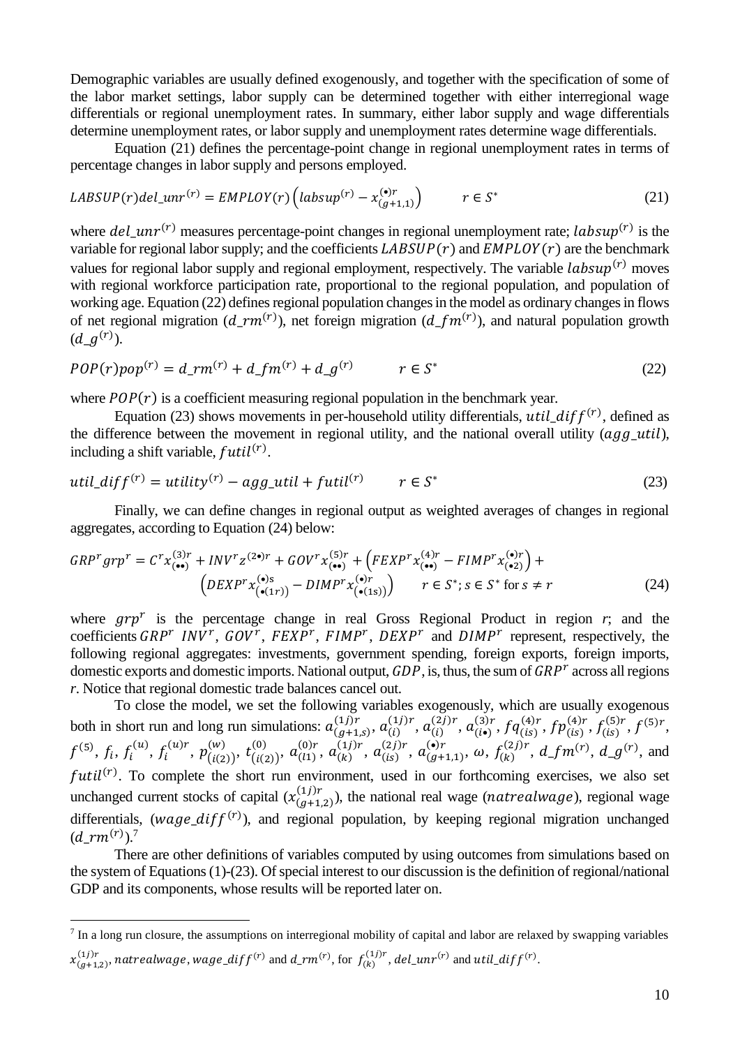Demographic variables are usually defined exogenously, and together with the specification of some of the labor market settings, labor supply can be determined together with either interregional wage differentials or regional unemployment rates. In summary, either labor supply and wage differentials determine unemployment rates, or labor supply and unemployment rates determine wage differentials.

Equation (21) defines the percentage-point change in regional unemployment rates in terms of percentage changes in labor supply and persons employed.

$$LABSUP(r)del\_unr^{(r)} = EMPLOY(r)\left(labsup^{(r)} - x_{(g+1,1)}^{(\bullet)r}\right) \qquad r \in S^* \tag{21}$$

where $del\_unr^{(r)}$ measures percentage-point changes in regional unemployment rate; $labsup^{(r)}$ is the variable for regional labor supply; and the coefficients $LABSUP(r)$ and $EMPLOY(r)$ are the benchmark values for regional labor supply and regional employment, respectively. The variable $labsup^{(r)}$ moves with regional workforce participation rate, proportional to the regional population, and population of working age. Equation (22) defines regional population changes in the model as ordinary changes in flows of net regional migration ($d\_rm^{(r)}$), net foreign migration ($d\_fm^{(r)}$), and natural population growth ($d\_g^{(r)}$).

$$POP(r)pop^{(r)} = d\_rm^{(r)} + d\_fm^{(r)} + d\_g^{(r)} \qquad r \in S^* \tag{22}$$

where $POP(r)$ is a coefficient measuring regional population in the benchmark year.

Equation (23) shows movements in per-household utility differentials, $util\_diff^{(r)}$, defined as the difference between the movement in regional utility, and the national overall utility ($agg\_util$), including a shift variable, $futil^{(r)}$.

$$util\_diff^{(r)} = utility^{(r)} - agg\_util + futil^{(r)} \qquad r \in S^* \tag{23}$$

Finally, we can define changes in regional output as weighted averages of changes in regional aggregates, according to Equation (24) below:

$$GRP^r grp^r = C^r x_{(\bullet\bullet)}^{(3)r} + INV^r z^{(2\bullet)r} + GOV^r x_{(\bullet\bullet)}^{(5)r} + \left(FEXP^r x_{(\bullet\bullet)}^{(4)r} - FIMP^r x_{(\bullet 2)}^{(\bullet)r}\right) + \left(DEXP^r x_{(\bullet(1r))}^{(\bullet)s} - DIMP^r x_{(\bullet(1s))}^{(\bullet)r}\right) \qquad r \in S^*; s \in S^* \text{ for } s \neq r \tag{24}$$

where $grp^r$ is the percentage change in real Gross Regional Product in region *r*; and the coefficients $GRP^r$ $INV^r$, $GOV^r$, $FEXP^r$, $FIMP^r$, $DEXP^r$ and $DIMP^r$ represent, respectively, the following regional aggregates: investments, government spending, foreign exports, foreign imports, domestic exports and domestic imports. National output, $GDP$, is, thus, the sum of $GRP^r$ across all regions *r*. Notice that regional domestic trade balances cancel out.

To close the model, we set the following variables exogenously, which are usually exogenous both in short run and long run simulations: $a_{(g+1,s)}^{(1j)r}$, $a_{(i)}^{(1j)r}$, $a_{(i)}^{(2j)r}$, $a_{(i\bullet)}^{(3)r}$, $fq_{(is)}^{(4)r}$, $fp_{(is)}^{(4)r}$, $f_{(is)}^{(5)r}$, $f^{(5)r}$, $f^{(5)}$, $f_i$, $f_i^{(u)}$, $f_i^{(u)r}$, $p_{(i(2))}^{(w)}$, $t_{(i(2))}^{(0)}$, $a_{(l1)}^{(0)r}$, $a_{(k)}^{(1j)r}$, $a_{(is)}^{(2j)r}$, $a_{(g+1,1)}^{(\bullet)r}$, $\omega$, $f_{(k)}^{(2j)r}$, $d\_fm^{(r)}$, $d\_g^{(r)}$, and $futil^{(r)}$. To complete the short run environment, used in our forthcoming exercises, we also set unchanged current stocks of capital ($x_{(g+1,2)}^{(1j)r}$), the national real wage ($natrealwage$), regional wage differentials, ($wage\_diff^{(r)}$), and regional population, by keeping regional migration unchanged ($d\_rm^{(r)}$).[7]

There are other definitions of variables computed by using outcomes from simulations based on the system of Equations (1)-(23). Of special interest to our discussion is the definition of regional/national GDP and its components, whose results will be reported later on.

[7] In a long run closure, the assumptions on interregional mobility of capital and labor are relaxed by swapping variables $x_{(g+1,2)}^{(1j)r}$, $natrealwage$, $wage\_diff^{(r)}$ and $d\_rm^{(r)}$, for $f_{(k)}^{(1j)r}$, $del\_unr^{(r)}$ and $util\_diff^{(r)}$.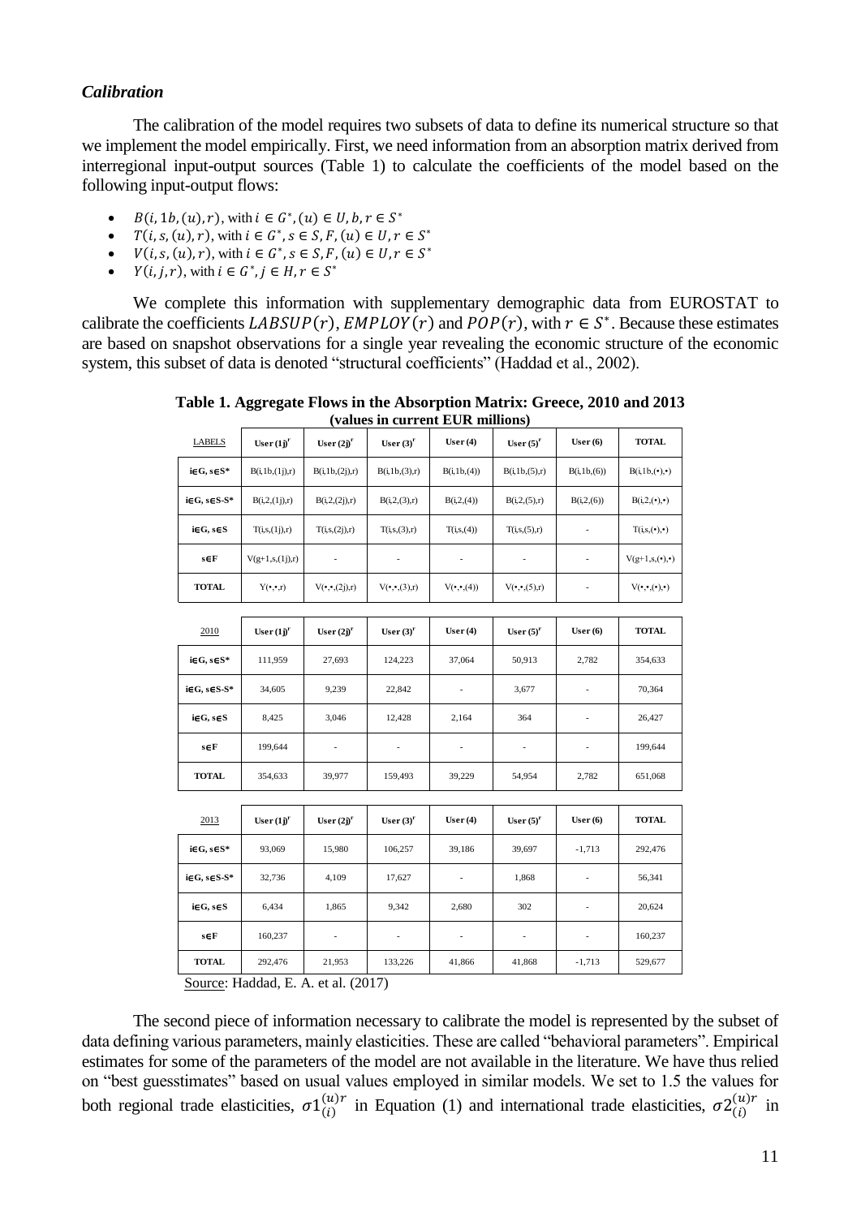### *Calibration*

The calibration of the model requires two subsets of data to define its numerical structure so that we implement the model empirically. First, we need information from an absorption matrix derived from interregional input-output sources (Table 1) to calculate the coefficients of the model based on the following input-output flows:

- $B(i, 1b, (u), r)$, with $i \in G^*, (u) \in U, b, r \in S^*$
- $T(i, s, (u), r)$, with $i \in G^*, s \in S, F, (u) \in U, r \in S^*$
- $V(i, s, (u), r)$, with $i \in G^*, s \in S, F, (u) \in U, r \in S^*$
- $Y(i, j, r)$, with $i \in G^*, j \in H, r \in S^*$

We complete this information with supplementary demographic data from EUROSTAT to calibrate the coefficients $LABSUP(r)$, $EMPLOY(r)$ and $POP(r)$, with $r \in S^*$. Because these estimates are based on snapshot observations for a single year revealing the economic structure of the economic system, this subset of data is denoted "structural coefficients" (Haddad et al., 2002).

**Table 1. Aggregate Flows in the Absorption Matrix: Greece, 2010 and 2013 (values in current EUR millions)**

| LABELS | User (1j)$^r$ | User (2j)$^r$ | User (3)$^r$ | User (4) | User (5)$^r$ | User (6) | TOTAL |
|---|---|---|---|---|---|---|---|
| i∈G, s∈S* | B(i,1b,(1j),r) | B(i,1b,(2j),r) | B(i,1b,(3),r) | B(i,1b,(4)) | B(i,1b,(5),r) | B(i,1b,(6)) | B(i,1b,(•),•) |
| i∈G, s∈S-S* | B(i,2,(1j),r) | B(i,2,(2j),r) | B(i,2,(3),r) | B(i,2,(4)) | B(i,2,(5),r) | B(i,2,(6)) | B(i,2,(•),•) |
| i∈G, s∈S | T(i,s,(1j),r) | T(i,s,(2j),r) | T(i,s,(3),r) | T(i,s,(4)) | T(i,s,(5),r) | - | T(i,s,(•),•) |
| s∈F | V(g+1,s,(1j),r) | - | - | - | - | - | V(g+1,s,(•),•) |
| TOTAL | Y(•,•,r) | V(•,•,(2j),r) | V(•,•,(3),r) | V(•,•,(4)) | V(•,•,(5),r) | - | V(•,•,(•),•) |
| **2010** | **User (1j)$^r$** | **User (2j)$^r$** | **User (3)$^r$** | **User (4)** | **User (5)$^r$** | **User (6)** | **TOTAL** |
| i∈G, s∈S* | 111,959 | 27,693 | 124,223 | 37,064 | 50,913 | 2,782 | 354,633 |
| i∈G, s∈S-S* | 34,605 | 9,239 | 22,842 | - | 3,677 | - | 70,364 |
| i∈G, s∈S | 8,425 | 3,046 | 12,428 | 2,164 | 364 | - | 26,427 |
| s∈F | 199,644 | - | - | - | - | - | 199,644 |
| TOTAL | 354,633 | 39,977 | 159,493 | 39,229 | 54,954 | 2,782 | 651,068 |
| **2013** | **User (1j)$^r$** | **User (2j)$^r$** | **User (3)$^r$** | **User (4)** | **User (5)$^r$** | **User (6)** | **TOTAL** |
| i∈G, s∈S* | 93,069 | 15,980 | 106,257 | 39,186 | 39,697 | -1,713 | 292,476 |
| i∈G, s∈S-S* | 32,736 | 4,109 | 17,627 | - | 1,868 | - | 56,341 |
| i∈G, s∈S | 6,434 | 1,865 | 9,342 | 2,680 | 302 | - | 20,624 |
| s∈F | 160,237 | - | - | - | - | - | 160,237 |
| TOTAL | 292,476 | 21,953 | 133,226 | 41,866 | 41,868 | -1,713 | 529,677 |

Source: Haddad, E. A. et al. (2017)

The second piece of information necessary to calibrate the model is represented by the subset of data defining various parameters, mainly elasticities. These are called "behavioral parameters". Empirical estimates for some of the parameters of the model are not available in the literature. We have thus relied on "best guesstimates" based on usual values employed in similar models. We set to 1.5 the values for both regional trade elasticities, $\sigma1_{(i)}^{(u)r}$ in Equation (1) and international trade elasticities, $\sigma2_{(i)}^{(u)r}$ in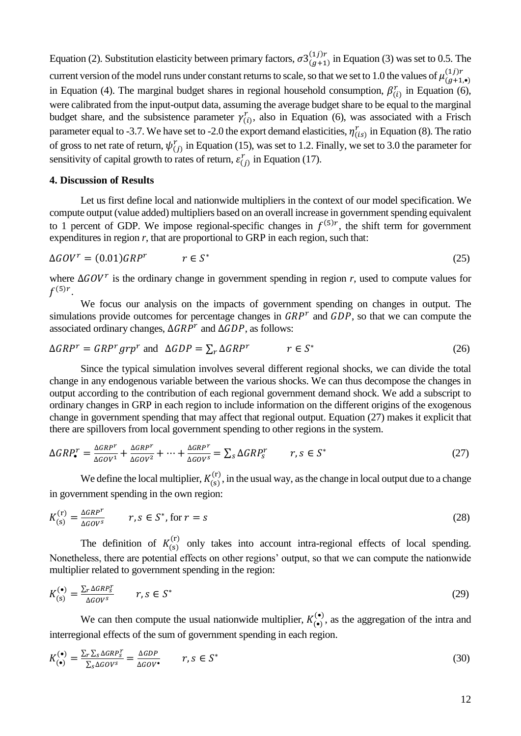Equation (2). Substitution elasticity between primary factors, $\sigma 3_{(g+1)}^{(1j)r}$ in Equation (3) was set to 0.5. The current version of the model runs under constant returns to scale, so that we set to 1.0 the values of $\mu_{(g+1,\bullet)}^{(1j)r}$ in Equation (4). The marginal budget shares in regional household consumption, $\beta_{(i)}^{r}$ in Equation (6), were calibrated from the input-output data, assuming the average budget share to be equal to the marginal budget share, and the subsistence parameter $\gamma_{(i)}^{r}$, also in Equation (6), was associated with a Frisch parameter equal to -3.7. We have set to -2.0 the export demand elasticities, $\eta_{(is)}^{r}$ in Equation (8). The ratio of gross to net rate of return, $\psi_{(j)}^{r}$ in Equation (15), was set to 1.2. Finally, we set to 3.0 the parameter for sensitivity of capital growth to rates of return, $\varepsilon_{(j)}^{r}$ in Equation (17).

## 4. Discussion of Results

Let us first define local and nationwide multipliers in the context of our model specification. We compute output (value added) multipliers based on an overall increase in government spending equivalent to 1 percent of GDP. We impose regional-specific changes in $f^{(5)r}$, the shift term for government expenditures in region *r*, that are proportional to GRP in each region, such that:

$$\Delta GOV^{r} = (0.01)GRP^{r} \qquad r \in S^{*} \tag{25}$$

where $\Delta GOV^{r}$ is the ordinary change in government spending in region *r*, used to compute values for $f^{(5)r}$.

We focus our analysis on the impacts of government spending on changes in output. The simulations provide outcomes for percentage changes in $GRP^{r}$ and $GDP$, so that we can compute the associated ordinary changes, $\Delta GRP^{r}$ and $\Delta GDP$, as follows:

$$\Delta GRP^{r} = GRP^{r} grp^{r} \text{ and } \Delta GDP = \textstyle\sum_{r} \Delta GRP^{r} \qquad r \in S^{*} \tag{26}$$

Since the typical simulation involves several different regional shocks, we can divide the total change in any endogenous variable between the various shocks. We can thus decompose the changes in output according to the contribution of each regional government demand shock. We add a subscript to ordinary changes in GRP in each region to include information on the different origins of the exogenous change in government spending that may affect that regional output. Equation (27) makes it explicit that there are spillovers from local government spending to other regions in the system.

$$\Delta GRP_{\bullet}^{r} = \frac{\Delta GRP^{r}}{\Delta GOV^{1}} + \frac{\Delta GRP^{r}}{\Delta GOV^{2}} + \cdots + \frac{\Delta GRP^{r}}{\Delta GOV^{S}} = \textstyle\sum_{s} \Delta GRP_{s}^{r} \qquad r,s \in S^{*} \tag{27}$$

We define the local multiplier, $K_{(\mathrm{s})}^{(\mathrm{r})}$, in the usual way, as the change in local output due to a change in government spending in the own region:

$$K_{(\mathrm{s})}^{(\mathrm{r})} = \frac{\Delta GRP^{r}}{\Delta GOV^{s}} \qquad r,s \in S^{*}, \text{ for } r = s \tag{28}$$

The definition of $K_{(\mathrm{s})}^{(\mathrm{r})}$ only takes into account intra-regional effects of local spending. Nonetheless, there are potential effects on other regions' output, so that we can compute the nationwide multiplier related to government spending in the region:

$$K_{(\mathrm{s})}^{(\bullet)} = \frac{\sum_{r} \Delta GRP_{s}^{r}}{\Delta GOV^{s}} \qquad r,s \in S^{*} \tag{29}$$

We can then compute the usual nationwide multiplier, $K_{(\bullet)}^{(\bullet)}$, as the aggregation of the intra and interregional effects of the sum of government spending in each region.

$$K_{(\bullet)}^{(\bullet)} = \frac{\sum_{r}\sum_{s} \Delta GRP_{s}^{r}}{\sum_{s} \Delta GOV^{s}} = \frac{\Delta GDP}{\Delta GOV^{\bullet}} \qquad r,s \in S^{*} \tag{30}$$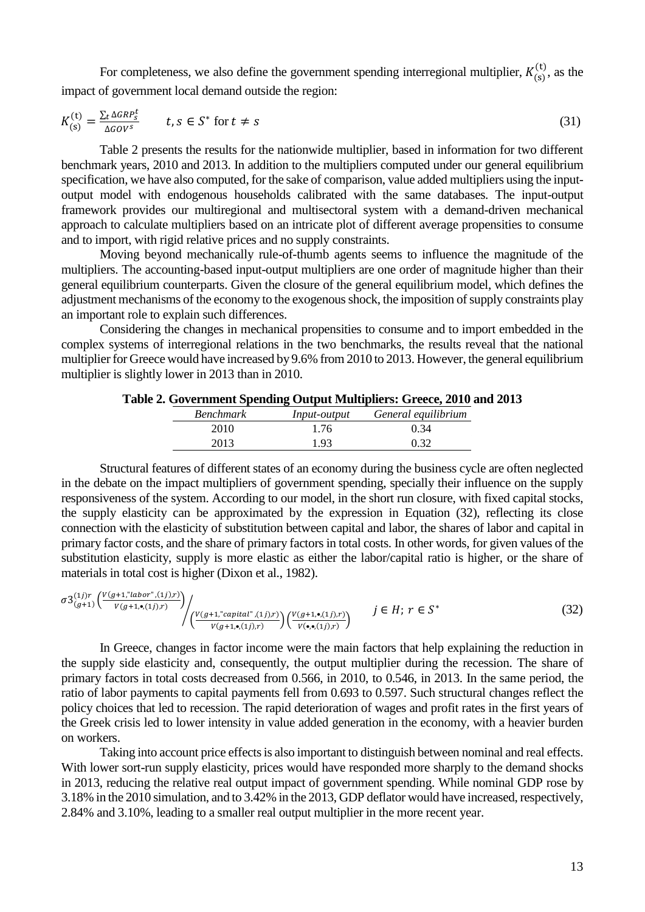For completeness, we also define the government spending interregional multiplier, $K_{(s)}^{(t)}$, as the impact of government local demand outside the region:

$$K_{(s)}^{(t)} = \frac{\sum_t \Delta GRP_s^t}{\Delta GOV^s} \qquad t, s \in S^* \text{ for } t \neq s \tag{31}$$

Table 2 presents the results for the nationwide multiplier, based in information for two different benchmark years, 2010 and 2013. In addition to the multipliers computed under our general equilibrium specification, we have also computed, for the sake of comparison, value added multipliers using the input-output model with endogenous households calibrated with the same databases. The input-output framework provides our multiregional and multisectoral system with a demand-driven mechanical approach to calculate multipliers based on an intricate plot of different average propensities to consume and to import, with rigid relative prices and no supply constraints.

Moving beyond mechanically rule-of-thumb agents seems to influence the magnitude of the multipliers. The accounting-based input-output multipliers are one order of magnitude higher than their general equilibrium counterparts. Given the closure of the general equilibrium model, which defines the adjustment mechanisms of the economy to the exogenous shock, the imposition of supply constraints play an important role to explain such differences.

Considering the changes in mechanical propensities to consume and to import embedded in the complex systems of interregional relations in the two benchmarks, the results reveal that the national multiplier for Greece would have increased by 9.6% from 2010 to 2013. However, the general equilibrium multiplier is slightly lower in 2013 than in 2010.

**Table 2. Government Spending Output Multipliers: Greece, 2010 and 2013**

| *Benchmark* | *Input-output* | *General equilibrium* |
|---|---|---|
| 2010 | 1.76 | 0.34 |
| 2013 | 1.93 | 0.32 |

Structural features of different states of an economy during the business cycle are often neglected in the debate on the impact multipliers of government spending, specially their influence on the supply responsiveness of the system. According to our model, in the short run closure, with fixed capital stocks, the supply elasticity can be approximated by the expression in Equation (32), reflecting its close connection with the elasticity of substitution between capital and labor, the shares of labor and capital in primary factor costs, and the share of primary factors in total costs. In other words, for given values of the substitution elasticity, supply is more elastic as either the labor/capital ratio is higher, or the share of materials in total cost is higher (Dixon et al., 1982).

$$\sigma 3_{(g+1)}^{(1j)r} \left(\frac{V(g+1,\text{"labor"},(1j),r)}{V(g+1,\bullet,(1j),r)}\right) \Bigg/ \left(\frac{V(g+1,\text{"capital"},(1j),r)}{V(g+1,\bullet,(1j),r)}\right)\left(\frac{V(g+1,\bullet,(1j),r)}{V(\bullet,\bullet,(1j),r)}\right) \qquad j \in H;\ r \in S^* \tag{32}$$

In Greece, changes in factor income were the main factors that help explaining the reduction in the supply side elasticity and, consequently, the output multiplier during the recession. The share of primary factors in total costs decreased from 0.566, in 2010, to 0.546, in 2013. In the same period, the ratio of labor payments to capital payments fell from 0.693 to 0.597. Such structural changes reflect the policy choices that led to recession. The rapid deterioration of wages and profit rates in the first years of the Greek crisis led to lower intensity in value added generation in the economy, with a heavier burden on workers.

Taking into account price effects is also important to distinguish between nominal and real effects. With lower sort-run supply elasticity, prices would have responded more sharply to the demand shocks in 2013, reducing the relative real output impact of government spending. While nominal GDP rose by 3.18% in the 2010 simulation, and to 3.42% in the 2013, GDP deflator would have increased, respectively, 2.84% and 3.10%, leading to a smaller real output multiplier in the more recent year.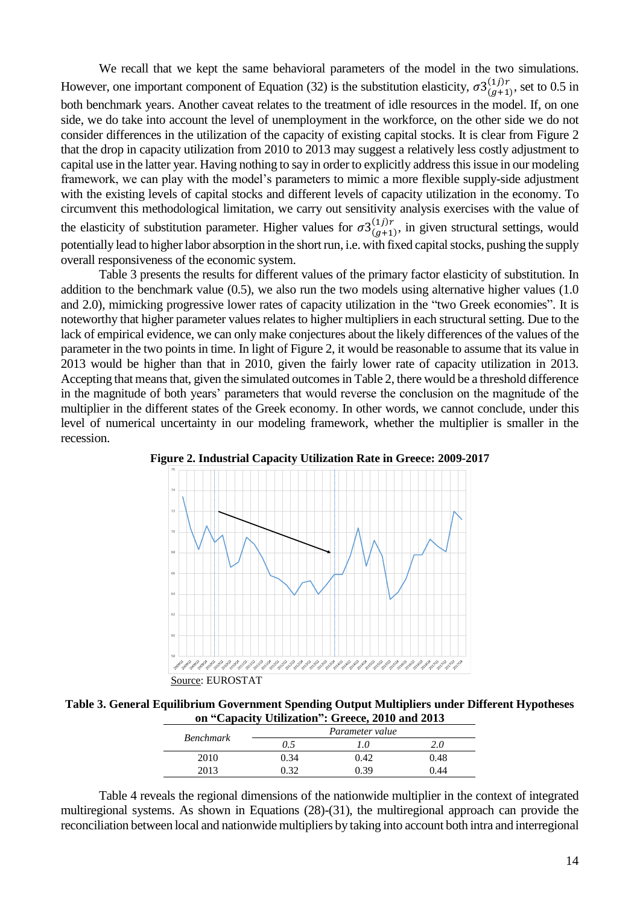We recall that we kept the same behavioral parameters of the model in the two simulations. However, one important component of Equation (32) is the substitution elasticity, $\sigma 3_{(g+1)}^{(1j)r}$, set to 0.5 in both benchmark years. Another caveat relates to the treatment of idle resources in the model. If, on one side, we do take into account the level of unemployment in the workforce, on the other side we do not consider differences in the utilization of the capacity of existing capital stocks. It is clear from Figure 2 that the drop in capacity utilization from 2010 to 2013 may suggest a relatively less costly adjustment to capital use in the latter year. Having nothing to say in order to explicitly address this issue in our modeling framework, we can play with the model's parameters to mimic a more flexible supply-side adjustment with the existing levels of capital stocks and different levels of capacity utilization in the economy. To circumvent this methodological limitation, we carry out sensitivity analysis exercises with the value of the elasticity of substitution parameter. Higher values for $\sigma 3_{(g+1)}^{(1j)r}$, in given structural settings, would potentially lead to higher labor absorption in the short run, i.e. with fixed capital stocks, pushing the supply overall responsiveness of the economic system.

Table 3 presents the results for different values of the primary factor elasticity of substitution. In addition to the benchmark value (0.5), we also run the two models using alternative higher values (1.0 and 2.0), mimicking progressive lower rates of capacity utilization in the "two Greek economies". It is noteworthy that higher parameter values relates to higher multipliers in each structural setting. Due to the lack of empirical evidence, we can only make conjectures about the likely differences of the values of the parameter in the two points in time. In light of Figure 2, it would be reasonable to assume that its value in 2013 would be higher than that in 2010, given the fairly lower rate of capacity utilization in 2013. Accepting that means that, given the simulated outcomes in Table 2, there would be a threshold difference in the magnitude of both years' parameters that would reverse the conclusion on the magnitude of the multiplier in the different states of the Greek economy. In other words, we cannot conclude, under this level of numerical uncertainty in our modeling framework, whether the multiplier is smaller in the recession.

**Figure 2. Industrial Capacity Utilization Rate in Greece: 2009-2017**

Source: EUROSTAT

**Table 3. General Equilibrium Government Spending Output Multipliers under Different Hypotheses on "Capacity Utilization": Greece, 2010 and 2013**

| *Benchmark* | *Parameter value* | | |
|---|---|---|---|
| | *0.5* | *1.0* | *2.0* |
| 2010 | 0.34 | 0.42 | 0.48 |
| 2013 | 0.32 | 0.39 | 0.44 |

Table 4 reveals the regional dimensions of the nationwide multiplier in the context of integrated multiregional systems. As shown in Equations (28)-(31), the multiregional approach can provide the reconciliation between local and nationwide multipliers by taking into account both intra and interregional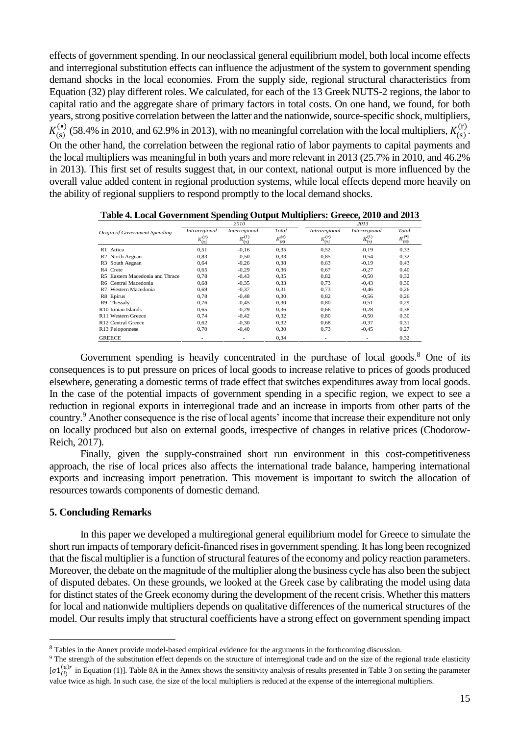effects of government spending. In our neoclassical general equilibrium model, both local income effects and interregional substitution effects can influence the adjustment of the system to government spending demand shocks in the local economies. From the supply side, regional structural characteristics from Equation (32) play different roles. We calculated, for each of the 13 Greek NUTS-2 regions, the labor to capital ratio and the aggregate share of primary factors in total costs. On one hand, we found, for both years, strong positive correlation between the latter and the nationwide, source-specific shock, multipliers, $K_{(s)}^{(\bullet)}$ (58.4% in 2010, and 62.9% in 2013), with no meaningful correlation with the local multipliers, $K_{(s)}^{(r)}$. On the other hand, the correlation between the regional ratio of labor payments to capital payments and the local multipliers was meaningful in both years and more relevant in 2013 (25.7% in 2010, and 46.2% in 2013). This first set of results suggest that, in our context, national output is more influenced by the overall value added content in regional production systems, while local effects depend more heavily on the ability of regional suppliers to respond promptly to the local demand shocks.

**Table 4. Local Government Spending Output Multipliers: Greece, 2010 and 2013**

| *Origin of Government Spending* | *2010* | | | *2013* | | |
|---|---|---|---|---|---|---|
| | *Intraregional* $K_{(s)}^{(r)}$ | *Interregional* $K_{(s)}^{(l)}$ | *Total* $K_{(s)}^{(\bullet)}$ | *Intraregional* $K_{(s)}^{(r)}$ | *Interregional* $K_{(s)}^{(l)}$ | *Total* $K_{(s)}^{(\bullet)}$ |
| R1 Attica | 0,51 | -0,16 | 0,35 | 0,52 | -0,19 | 0,33 |
| R2 North Aegean | 0,83 | -0,50 | 0,33 | 0,85 | -0,54 | 0,32 |
| R3 South Aegean | 0,64 | -0,26 | 0,38 | 0,63 | -0,19 | 0,43 |
| R4 Crete | 0,65 | -0,29 | 0,36 | 0,67 | -0,27 | 0,40 |
| R5 Eastern Macedonia and Thrace | 0,78 | -0,43 | 0,35 | 0,82 | -0,50 | 0,32 |
| R6 Central Macedonia | 0,68 | -0,35 | 0,33 | 0,73 | -0,43 | 0,30 |
| R7 Western Macedonia | 0,69 | -0,37 | 0,31 | 0,73 | -0,46 | 0,26 |
| R8 Epirus | 0,78 | -0,48 | 0,30 | 0,82 | -0,56 | 0,26 |
| R9 Thessaly | 0,76 | -0,45 | 0,30 | 0,80 | -0,51 | 0,29 |
| R10 Ionian Islands | 0,65 | -0,29 | 0,36 | 0,66 | -0,28 | 0,38 |
| R11 Western Greece | 0,74 | -0,42 | 0,32 | 0,80 | -0,50 | 0,30 |
| R12 Central Greece | 0,62 | -0,30 | 0,32 | 0,68 | -0,37 | 0,31 |
| R13 Peloponnese | 0,70 | -0,40 | 0,30 | 0,73 | -0,45 | 0,27 |
| GREECE | - | - | 0,34 | - | - | 0,32 |

Government spending is heavily concentrated in the purchase of local goods.[8] One of its consequences is to put pressure on prices of local goods to increase relative to prices of goods produced elsewhere, generating a domestic terms of trade effect that switches expenditures away from local goods. In the case of the potential impacts of government spending in a specific region, we expect to see a reduction in regional exports in interregional trade and an increase in imports from other parts of the country.[9] Another consequence is the rise of local agents' income that increase their expenditure not only on locally produced but also on external goods, irrespective of changes in relative prices (Chodorow-Reich, 2017).

Finally, given the supply-constrained short run environment in this cost-competitiveness approach, the rise of local prices also affects the international trade balance, hampering international exports and increasing import penetration. This movement is important to switch the allocation of resources towards components of domestic demand.

## 5. Concluding Remarks

In this paper we developed a multiregional general equilibrium model for Greece to simulate the short run impacts of temporary deficit-financed rises in government spending. It has long been recognized that the fiscal multiplier is a function of structural features of the economy and policy reaction parameters. Moreover, the debate on the magnitude of the multiplier along the business cycle has also been the subject of disputed debates. On these grounds, we looked at the Greek case by calibrating the model using data for distinct states of the Greek economy during the development of the recent crisis. Whether this matters for local and nationwide multipliers depends on qualitative differences of the numerical structures of the model. Our results imply that structural coefficients have a strong effect on government spending impact

[8] Tables in the Annex provide model-based empirical evidence for the arguments in the forthcoming discussion.

[9] The strength of the substitution effect depends on the structure of interregional trade and on the size of the regional trade elasticity [$\sigma 1_{(i)}^{(u)r}$ in Equation (1)]. Table 8A in the Annex shows the sensitivity analysis of results presented in Table 3 on setting the parameter value twice as high. In such case, the size of the local multipliers is reduced at the expense of the interregional multipliers.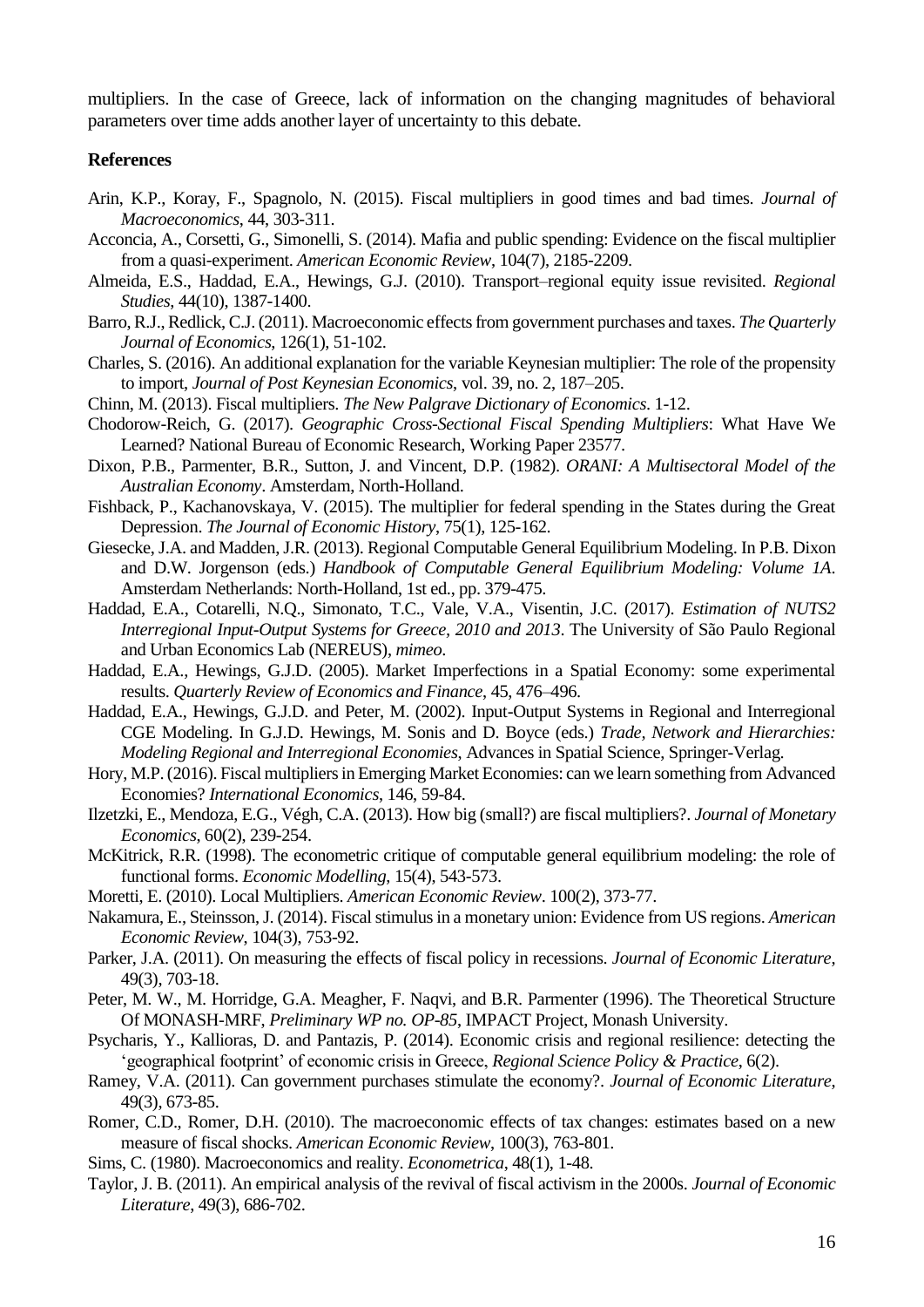multipliers. In the case of Greece, lack of information on the changing magnitudes of behavioral parameters over time adds another layer of uncertainty to this debate.

**References**

Arin, K.P., Koray, F., Spagnolo, N. (2015). Fiscal multipliers in good times and bad times. *Journal of Macroeconomics*, 44, 303-311.

Acconcia, A., Corsetti, G., Simonelli, S. (2014). Mafia and public spending: Evidence on the fiscal multiplier from a quasi-experiment. *American Economic Review*, 104(7), 2185-2209.

Almeida, E.S., Haddad, E.A., Hewings, G.J. (2010). Transport–regional equity issue revisited. *Regional Studies*, 44(10), 1387-1400.

Barro, R.J., Redlick, C.J. (2011). Macroeconomic effects from government purchases and taxes. *The Quarterly Journal of Economics*, 126(1), 51-102.

Charles, S. (2016). An additional explanation for the variable Keynesian multiplier: The role of the propensity to import, *Journal of Post Keynesian Economics*, vol. 39, no. 2, 187–205.

Chinn, M. (2013). Fiscal multipliers. *The New Palgrave Dictionary of Economics*. 1-12.

Chodorow-Reich, G. (2017). *Geographic Cross-Sectional Fiscal Spending Multipliers*: What Have We Learned? National Bureau of Economic Research, Working Paper 23577.

Dixon, P.B., Parmenter, B.R., Sutton, J. and Vincent, D.P. (1982). *ORANI: A Multisectoral Model of the Australian Economy*. Amsterdam, North-Holland.

Fishback, P., Kachanovskaya, V. (2015). The multiplier for federal spending in the States during the Great Depression. *The Journal of Economic History*, 75(1), 125-162.

Giesecke, J.A. and Madden, J.R. (2013). Regional Computable General Equilibrium Modeling. In P.B. Dixon and D.W. Jorgenson (eds.) *Handbook of Computable General Equilibrium Modeling: Volume 1A*. Amsterdam Netherlands: North-Holland, 1st ed., pp. 379-475.

Haddad, E.A., Cotarelli, N.Q., Simonato, T.C., Vale, V.A., Visentin, J.C. (2017). *Estimation of NUTS2 Interregional Input-Output Systems for Greece, 2010 and 2013*. The University of São Paulo Regional and Urban Economics Lab (NEREUS), *mimeo*.

Haddad, E.A., Hewings, G.J.D. (2005). Market Imperfections in a Spatial Economy: some experimental results. *Quarterly Review of Economics and Finance*, 45, 476–496.

Haddad, E.A., Hewings, G.J.D. and Peter, M. (2002). Input-Output Systems in Regional and Interregional CGE Modeling. In G.J.D. Hewings, M. Sonis and D. Boyce (eds.) *Trade, Network and Hierarchies: Modeling Regional and Interregional Economies*, Advances in Spatial Science, Springer-Verlag.

Hory, M.P. (2016). Fiscal multipliers in Emerging Market Economies: can we learn something from Advanced Economies? *International Economics*, 146, 59-84.

Ilzetzki, E., Mendoza, E.G., Végh, C.A. (2013). How big (small?) are fiscal multipliers?. *Journal of Monetary Economics*, 60(2), 239-254.

McKitrick, R.R. (1998). The econometric critique of computable general equilibrium modeling: the role of functional forms. *Economic Modelling*, 15(4), 543-573.

Moretti, E. (2010). Local Multipliers. *American Economic Review*. 100(2), 373-77.

Nakamura, E., Steinsson, J. (2014). Fiscal stimulus in a monetary union: Evidence from US regions. *American Economic Review*, 104(3), 753-92.

Parker, J.A. (2011). On measuring the effects of fiscal policy in recessions. *Journal of Economic Literature*, 49(3), 703-18.

Peter, M. W., M. Horridge, G.A. Meagher, F. Naqvi, and B.R. Parmenter (1996). The Theoretical Structure Of MONASH-MRF, *Preliminary WP no. OP-85*, IMPACT Project, Monash University.

Psycharis, Y., Kallioras, D. and Pantazis, P. (2014). Economic crisis and regional resilience: detecting the 'geographical footprint' of economic crisis in Greece, *Regional Science Policy & Practice*, 6(2).

Ramey, V.A. (2011). Can government purchases stimulate the economy?. *Journal of Economic Literature*, 49(3), 673-85.

Romer, C.D., Romer, D.H. (2010). The macroeconomic effects of tax changes: estimates based on a new measure of fiscal shocks. *American Economic Review*, 100(3), 763-801.

Sims, C. (1980). Macroeconomics and reality. *Econometrica*, 48(1), 1-48.

Taylor, J. B. (2011). An empirical analysis of the revival of fiscal activism in the 2000s. *Journal of Economic Literature*, 49(3), 686-702.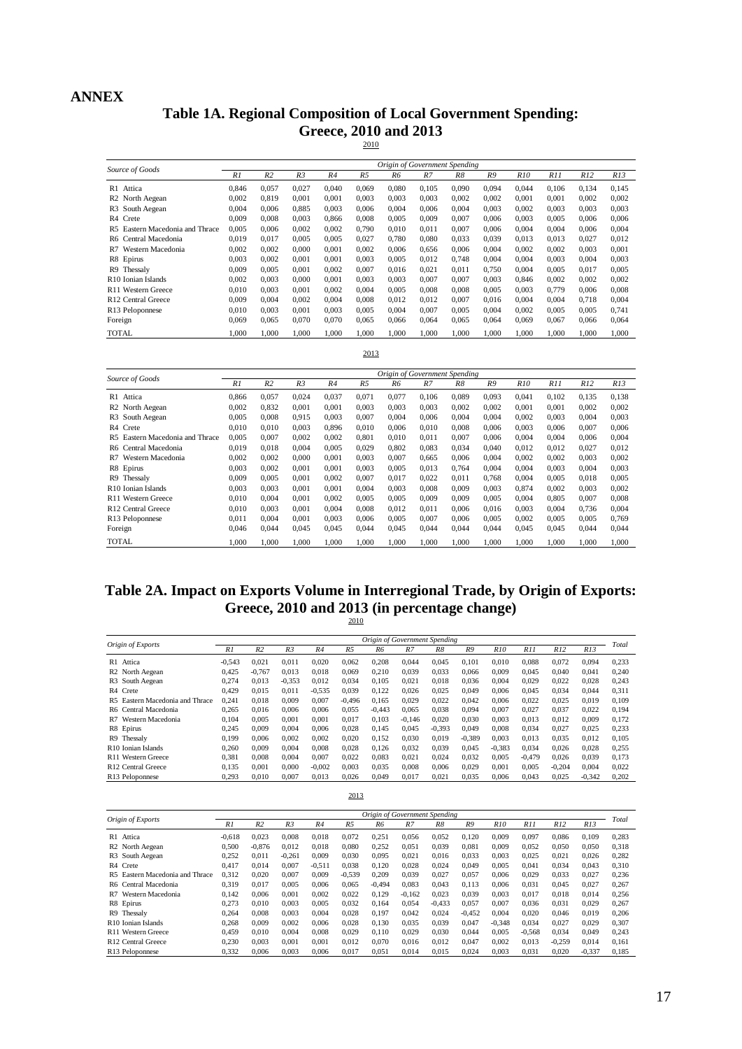# ANNEX

## Table 1A. Regional Composition of Local Government Spending: Greece, 2010 and 2013

2010

| Source of Goods | Origin of Government Spending | | | | | | | | | | | | |
|---|---|---|---|---|---|---|---|---|---|---|---|---|---|
| | R1 | R2 | R3 | R4 | R5 | R6 | R7 | R8 | R9 | R10 | R11 | R12 | R13 |
| R1 Attica | 0,846 | 0,057 | 0,027 | 0,040 | 0,069 | 0,080 | 0,105 | 0,090 | 0,094 | 0,044 | 0,106 | 0,134 | 0,145 |
| R2 North Aegean | 0,002 | 0,819 | 0,001 | 0,001 | 0,003 | 0,003 | 0,003 | 0,002 | 0,002 | 0,001 | 0,001 | 0,002 | 0,002 |
| R3 South Aegean | 0,004 | 0,006 | 0,885 | 0,003 | 0,006 | 0,004 | 0,006 | 0,004 | 0,003 | 0,002 | 0,003 | 0,003 | 0,003 |
| R4 Crete | 0,009 | 0,008 | 0,003 | 0,866 | 0,008 | 0,005 | 0,009 | 0,007 | 0,006 | 0,003 | 0,005 | 0,006 | 0,006 |
| R5 Eastern Macedonia and Thrace | 0,005 | 0,006 | 0,002 | 0,002 | 0,790 | 0,010 | 0,011 | 0,007 | 0,006 | 0,004 | 0,004 | 0,006 | 0,004 |
| R6 Central Macedonia | 0,019 | 0,017 | 0,005 | 0,005 | 0,027 | 0,780 | 0,080 | 0,033 | 0,039 | 0,013 | 0,013 | 0,027 | 0,012 |
| R7 Western Macedonia | 0,002 | 0,002 | 0,000 | 0,001 | 0,002 | 0,006 | 0,656 | 0,006 | 0,004 | 0,002 | 0,002 | 0,003 | 0,001 |
| R8 Epirus | 0,003 | 0,002 | 0,001 | 0,001 | 0,003 | 0,005 | 0,012 | 0,748 | 0,004 | 0,004 | 0,003 | 0,004 | 0,003 |
| R9 Thessaly | 0,009 | 0,005 | 0,001 | 0,002 | 0,007 | 0,016 | 0,021 | 0,011 | 0,750 | 0,004 | 0,005 | 0,017 | 0,005 |
| R10 Ionian Islands | 0,002 | 0,003 | 0,000 | 0,001 | 0,003 | 0,003 | 0,007 | 0,007 | 0,003 | 0,846 | 0,002 | 0,002 | 0,002 |
| R11 Western Greece | 0,010 | 0,003 | 0,001 | 0,002 | 0,004 | 0,005 | 0,008 | 0,008 | 0,005 | 0,003 | 0,779 | 0,006 | 0,008 |
| R12 Central Greece | 0,009 | 0,004 | 0,002 | 0,004 | 0,008 | 0,012 | 0,012 | 0,007 | 0,016 | 0,004 | 0,004 | 0,718 | 0,004 |
| R13 Peloponnese | 0,010 | 0,003 | 0,001 | 0,003 | 0,005 | 0,004 | 0,007 | 0,005 | 0,004 | 0,002 | 0,005 | 0,005 | 0,741 |
| Foreign | 0,069 | 0,065 | 0,070 | 0,070 | 0,065 | 0,066 | 0,064 | 0,065 | 0,064 | 0,069 | 0,067 | 0,066 | 0,064 |
| TOTAL | 1,000 | 1,000 | 1,000 | 1,000 | 1,000 | 1,000 | 1,000 | 1,000 | 1,000 | 1,000 | 1,000 | 1,000 | 1,000 |

2013

| Source of Goods | Origin of Government Spending | | | | | | | | | | | | |
|---|---|---|---|---|---|---|---|---|---|---|---|---|---|
| | R1 | R2 | R3 | R4 | R5 | R6 | R7 | R8 | R9 | R10 | R11 | R12 | R13 |
| R1 Attica | 0,866 | 0,057 | 0,024 | 0,037 | 0,071 | 0,077 | 0,106 | 0,089 | 0,093 | 0,041 | 0,102 | 0,135 | 0,138 |
| R2 North Aegean | 0,002 | 0,832 | 0,001 | 0,001 | 0,003 | 0,003 | 0,003 | 0,002 | 0,002 | 0,001 | 0,001 | 0,002 | 0,002 |
| R3 South Aegean | 0,005 | 0,008 | 0,915 | 0,003 | 0,007 | 0,004 | 0,006 | 0,004 | 0,004 | 0,002 | 0,003 | 0,004 | 0,003 |
| R4 Crete | 0,010 | 0,010 | 0,003 | 0,896 | 0,010 | 0,006 | 0,010 | 0,008 | 0,006 | 0,003 | 0,006 | 0,007 | 0,006 |
| R5 Eastern Macedonia and Thrace | 0,005 | 0,007 | 0,002 | 0,002 | 0,801 | 0,010 | 0,011 | 0,007 | 0,006 | 0,004 | 0,004 | 0,006 | 0,004 |
| R6 Central Macedonia | 0,019 | 0,018 | 0,004 | 0,005 | 0,029 | 0,802 | 0,083 | 0,034 | 0,040 | 0,012 | 0,012 | 0,027 | 0,012 |
| R7 Western Macedonia | 0,002 | 0,002 | 0,000 | 0,001 | 0,003 | 0,007 | 0,665 | 0,006 | 0,004 | 0,002 | 0,002 | 0,003 | 0,002 |
| R8 Epirus | 0,003 | 0,002 | 0,001 | 0,001 | 0,003 | 0,005 | 0,013 | 0,764 | 0,004 | 0,004 | 0,003 | 0,004 | 0,003 |
| R9 Thessaly | 0,009 | 0,005 | 0,001 | 0,002 | 0,007 | 0,017 | 0,022 | 0,011 | 0,768 | 0,004 | 0,005 | 0,018 | 0,005 |
| R10 Ionian Islands | 0,003 | 0,003 | 0,001 | 0,001 | 0,004 | 0,003 | 0,008 | 0,009 | 0,003 | 0,874 | 0,002 | 0,003 | 0,002 |
| R11 Western Greece | 0,010 | 0,004 | 0,001 | 0,002 | 0,005 | 0,005 | 0,009 | 0,009 | 0,005 | 0,004 | 0,805 | 0,007 | 0,008 |
| R12 Central Greece | 0,010 | 0,003 | 0,001 | 0,004 | 0,008 | 0,012 | 0,011 | 0,006 | 0,016 | 0,003 | 0,004 | 0,736 | 0,004 |
| R13 Peloponnese | 0,011 | 0,004 | 0,001 | 0,003 | 0,006 | 0,005 | 0,007 | 0,006 | 0,005 | 0,002 | 0,005 | 0,005 | 0,769 |
| Foreign | 0,046 | 0,044 | 0,045 | 0,045 | 0,044 | 0,045 | 0,044 | 0,044 | 0,044 | 0,045 | 0,045 | 0,044 | 0,044 |
| TOTAL | 1,000 | 1,000 | 1,000 | 1,000 | 1,000 | 1,000 | 1,000 | 1,000 | 1,000 | 1,000 | 1,000 | 1,000 | 1,000 |

## Table 2A. Impact on Exports Volume in Interregional Trade, by Origin of Exports: Greece, 2010 and 2013 (in percentage change)

2010

| Origin of Exports | Origin of Government Spending | | | | | | | | | | | | | Total |
|---|---|---|---|---|---|---|---|---|---|---|---|---|---|---|
| | R1 | R2 | R3 | R4 | R5 | R6 | R7 | R8 | R9 | R10 | R11 | R12 | R13 | |
| R1 Attica | -0,543 | 0,021 | 0,011 | 0,020 | 0,062 | 0,208 | 0,044 | 0,045 | 0,101 | 0,010 | 0,088 | 0,072 | 0,094 | 0,233 |
| R2 North Aegean | 0,425 | -0,767 | 0,013 | 0,018 | 0,069 | 0,210 | 0,039 | 0,033 | 0,066 | 0,009 | 0,045 | 0,040 | 0,041 | 0,240 |
| R3 South Aegean | 0,274 | 0,013 | -0,353 | 0,012 | 0,034 | 0,105 | 0,021 | 0,018 | 0,036 | 0,004 | 0,029 | 0,022 | 0,028 | 0,243 |
| R4 Crete | 0,429 | 0,015 | 0,011 | -0,535 | 0,039 | 0,122 | 0,026 | 0,025 | 0,049 | 0,006 | 0,045 | 0,034 | 0,044 | 0,311 |
| R5 Eastern Macedonia and Thrace | 0,241 | 0,018 | 0,009 | 0,007 | -0,496 | 0,165 | 0,029 | 0,022 | 0,042 | 0,006 | 0,022 | 0,025 | 0,019 | 0,109 |
| R6 Central Macedonia | 0,265 | 0,016 | 0,006 | 0,006 | 0,055 | -0,443 | 0,065 | 0,038 | 0,094 | 0,007 | 0,027 | 0,037 | 0,022 | 0,194 |
| R7 Western Macedonia | 0,104 | 0,005 | 0,001 | 0,001 | 0,017 | 0,103 | -0,146 | 0,020 | 0,030 | 0,003 | 0,013 | 0,012 | 0,009 | 0,172 |
| R8 Epirus | 0,245 | 0,009 | 0,004 | 0,006 | 0,028 | 0,145 | 0,045 | -0,393 | 0,049 | 0,008 | 0,034 | 0,027 | 0,025 | 0,233 |
| R9 Thessaly | 0,199 | 0,006 | 0,002 | 0,002 | 0,020 | 0,152 | 0,030 | 0,019 | -0,389 | 0,003 | 0,013 | 0,035 | 0,012 | 0,105 |
| R10 Ionian Islands | 0,260 | 0,009 | 0,004 | 0,008 | 0,028 | 0,126 | 0,032 | 0,039 | 0,045 | -0,383 | 0,034 | 0,026 | 0,028 | 0,255 |
| R11 Western Greece | 0,381 | 0,008 | 0,004 | 0,007 | 0,022 | 0,083 | 0,021 | 0,024 | 0,032 | 0,005 | -0,479 | 0,026 | 0,039 | 0,173 |
| R12 Central Greece | 0,135 | 0,001 | 0,000 | -0,002 | 0,003 | 0,035 | 0,008 | 0,006 | 0,029 | 0,001 | 0,005 | -0,204 | 0,004 | 0,022 |
| R13 Peloponnese | 0,293 | 0,010 | 0,007 | 0,013 | 0,026 | 0,049 | 0,017 | 0,021 | 0,035 | 0,006 | 0,043 | 0,025 | -0,342 | 0,202 |

2013

| Origin of Exports | Origin of Government Spending | | | | | | | | | | | | | Total |
|---|---|---|---|---|---|---|---|---|---|---|---|---|---|---|
| | R1 | R2 | R3 | R4 | R5 | R6 | R7 | R8 | R9 | R10 | R11 | R12 | R13 | |
| R1 Attica | -0,618 | 0,023 | 0,008 | 0,018 | 0,072 | 0,251 | 0,056 | 0,052 | 0,120 | 0,009 | 0,097 | 0,086 | 0,109 | 0,283 |
| R2 North Aegean | 0,500 | -0,876 | 0,012 | 0,018 | 0,080 | 0,252 | 0,051 | 0,039 | 0,081 | 0,009 | 0,052 | 0,050 | 0,050 | 0,318 |
| R3 South Aegean | 0,252 | 0,011 | -0,261 | 0,009 | 0,030 | 0,095 | 0,021 | 0,016 | 0,033 | 0,003 | 0,025 | 0,021 | 0,026 | 0,282 |
| R4 Crete | 0,417 | 0,014 | 0,007 | -0,511 | 0,038 | 0,120 | 0,028 | 0,024 | 0,049 | 0,005 | 0,041 | 0,034 | 0,043 | 0,310 |
| R5 Eastern Macedonia and Thrace | 0,312 | 0,020 | 0,007 | 0,009 | -0,539 | 0,209 | 0,039 | 0,027 | 0,057 | 0,006 | 0,029 | 0,033 | 0,027 | 0,236 |
| R6 Central Macedonia | 0,319 | 0,017 | 0,005 | 0,006 | 0,065 | -0,494 | 0,083 | 0,043 | 0,113 | 0,006 | 0,031 | 0,045 | 0,027 | 0,267 |
| R7 Western Macedonia | 0,142 | 0,006 | 0,001 | 0,002 | 0,022 | 0,129 | -0,162 | 0,023 | 0,039 | 0,003 | 0,017 | 0,018 | 0,014 | 0,256 |
| R8 Epirus | 0,273 | 0,010 | 0,003 | 0,005 | 0,032 | 0,164 | 0,054 | -0,433 | 0,057 | 0,007 | 0,036 | 0,031 | 0,029 | 0,269 |
| R9 Thessaly | 0,264 | 0,008 | 0,003 | 0,004 | 0,028 | 0,197 | 0,042 | 0,024 | -0,452 | 0,004 | 0,020 | 0,046 | 0,019 | 0,206 |
| R10 Ionian Islands | 0,268 | 0,009 | 0,002 | 0,006 | 0,028 | 0,130 | 0,035 | 0,039 | 0,047 | -0,348 | 0,034 | 0,027 | 0,029 | 0,307 |
| R11 Western Greece | 0,459 | 0,010 | 0,004 | 0,008 | 0,029 | 0,110 | 0,029 | 0,030 | 0,044 | 0,005 | -0,568 | 0,034 | 0,049 | 0,243 |
| R12 Central Greece | 0,230 | 0,003 | 0,001 | 0,001 | 0,012 | 0,070 | 0,016 | 0,012 | 0,047 | 0,002 | 0,013 | -0,259 | 0,014 | 0,161 |
| R13 Peloponnese | 0,332 | 0,006 | 0,003 | 0,006 | 0,017 | 0,051 | 0,014 | 0,015 | 0,024 | 0,003 | 0,031 | 0,020 | -0,337 | 0,185 |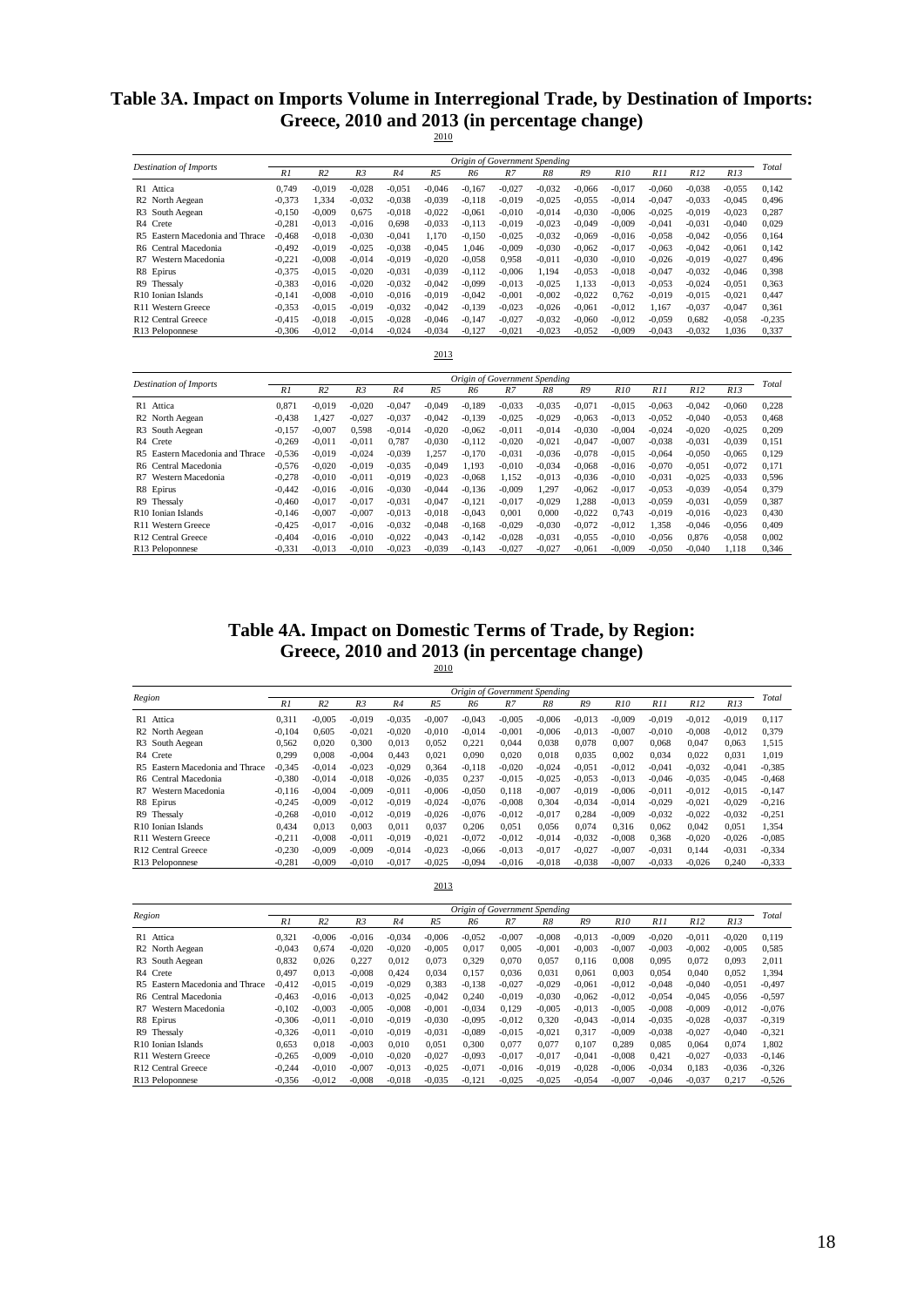# Table 3A. Impact on Imports Volume in Interregional Trade, by Destination of Imports: Greece, 2010 and 2013 (in percentage change)

2010

| *Destination of Imports* | *Origin of Government Spending* | | | | | | | | | | | | | *Total* |
|---|---|---|---|---|---|---|---|---|---|---|---|---|---|---|
| | *R1* | *R2* | *R3* | *R4* | *R5* | *R6* | *R7* | *R8* | *R9* | *R10* | *R11* | *R12* | *R13* | |
| R1 Attica | 0,749 | -0,019 | -0,028 | -0,051 | -0,046 | -0,167 | -0,027 | -0,032 | -0,066 | -0,017 | -0,060 | -0,038 | -0,055 | 0,142 |
| R2 North Aegean | -0,373 | 1,334 | -0,032 | -0,038 | -0,039 | -0,118 | -0,019 | -0,025 | -0,055 | -0,014 | -0,047 | -0,033 | -0,045 | 0,496 |
| R3 South Aegean | -0,150 | -0,009 | 0,675 | -0,018 | -0,022 | -0,061 | -0,010 | -0,014 | -0,030 | -0,006 | -0,025 | -0,019 | -0,023 | 0,287 |
| R4 Crete | -0,281 | -0,013 | -0,016 | 0,698 | -0,033 | -0,113 | -0,019 | -0,023 | -0,049 | -0,009 | -0,041 | -0,031 | -0,040 | 0,029 |
| R5 Eastern Macedonia and Thrace | -0,468 | -0,018 | -0,030 | -0,041 | 1,170 | -0,150 | -0,025 | -0,032 | -0,069 | -0,016 | -0,058 | -0,042 | -0,056 | 0,164 |
| R6 Central Macedonia | -0,492 | -0,019 | -0,025 | -0,038 | -0,045 | 1,046 | -0,009 | -0,030 | -0,062 | -0,017 | -0,063 | -0,042 | -0,061 | 0,142 |
| R7 Western Macedonia | -0,221 | -0,008 | -0,014 | -0,019 | -0,020 | -0,058 | 0,958 | -0,011 | -0,030 | -0,010 | -0,026 | -0,019 | -0,027 | 0,496 |
| R8 Epirus | -0,375 | -0,015 | -0,020 | -0,031 | -0,039 | -0,112 | -0,006 | 1,194 | -0,053 | -0,018 | -0,047 | -0,032 | -0,046 | 0,398 |
| R9 Thessaly | -0,383 | -0,016 | -0,020 | -0,032 | -0,042 | -0,099 | -0,013 | -0,025 | 1,133 | -0,013 | -0,053 | -0,024 | -0,051 | 0,363 |
| R10 Ionian Islands | -0,141 | -0,008 | -0,010 | -0,016 | -0,019 | -0,042 | -0,001 | -0,002 | -0,022 | 0,762 | -0,019 | -0,015 | -0,021 | 0,447 |
| R11 Western Greece | -0,353 | -0,015 | -0,019 | -0,032 | -0,042 | -0,139 | -0,023 | -0,026 | -0,061 | -0,012 | 1,167 | -0,037 | -0,047 | 0,361 |
| R12 Central Greece | -0,415 | -0,018 | -0,015 | -0,028 | -0,046 | -0,147 | -0,027 | -0,032 | -0,060 | -0,012 | -0,059 | 0,682 | -0,058 | -0,235 |
| R13 Peloponnese | -0,306 | -0,012 | -0,014 | -0,024 | -0,034 | -0,127 | -0,021 | -0,023 | -0,052 | -0,009 | -0,043 | -0,032 | 1,036 | 0,337 |

2013

| *Destination of Imports* | *Origin of Government Spending* | | | | | | | | | | | | | *Total* |
|---|---|---|---|---|---|---|---|---|---|---|---|---|---|---|
| | *R1* | *R2* | *R3* | *R4* | *R5* | *R6* | *R7* | *R8* | *R9* | *R10* | *R11* | *R12* | *R13* | |
| R1 Attica | 0,871 | -0,019 | -0,020 | -0,047 | -0,049 | -0,189 | -0,033 | -0,035 | -0,071 | -0,015 | -0,063 | -0,042 | -0,060 | 0,228 |
| R2 North Aegean | -0,438 | 1,427 | -0,027 | -0,037 | -0,042 | -0,139 | -0,025 | -0,029 | -0,063 | -0,013 | -0,052 | -0,040 | -0,053 | 0,468 |
| R3 South Aegean | -0,157 | -0,007 | 0,598 | -0,014 | -0,020 | -0,062 | -0,011 | -0,014 | -0,030 | -0,004 | -0,024 | -0,020 | -0,025 | 0,209 |
| R4 Crete | -0,269 | -0,011 | -0,011 | 0,787 | -0,030 | -0,112 | -0,020 | -0,021 | -0,047 | -0,007 | -0,038 | -0,031 | -0,039 | 0,151 |
| R5 Eastern Macedonia and Thrace | -0,536 | -0,019 | -0,024 | -0,039 | 1,257 | -0,170 | -0,031 | -0,036 | -0,078 | -0,015 | -0,064 | -0,050 | -0,065 | 0,129 |
| R6 Central Macedonia | -0,576 | -0,020 | -0,019 | -0,035 | -0,049 | 1,193 | -0,010 | -0,034 | -0,068 | -0,016 | -0,070 | -0,051 | -0,072 | 0,171 |
| R7 Western Macedonia | -0,278 | -0,010 | -0,011 | -0,019 | -0,023 | -0,068 | 1,152 | -0,013 | -0,036 | -0,010 | -0,031 | -0,025 | -0,033 | 0,596 |
| R8 Epirus | -0,442 | -0,016 | -0,016 | -0,030 | -0,044 | -0,136 | -0,009 | 1,297 | -0,062 | -0,017 | -0,053 | -0,039 | -0,054 | 0,379 |
| R9 Thessaly | -0,460 | -0,017 | -0,017 | -0,031 | -0,047 | -0,121 | -0,017 | -0,029 | 1,288 | -0,013 | -0,059 | -0,031 | -0,059 | 0,387 |
| R10 Ionian Islands | -0,146 | -0,007 | -0,007 | -0,013 | -0,018 | -0,043 | 0,001 | 0,000 | -0,022 | 0,743 | -0,019 | -0,016 | -0,023 | 0,430 |
| R11 Western Greece | -0,425 | -0,017 | -0,016 | -0,032 | -0,048 | -0,168 | -0,029 | -0,030 | -0,072 | -0,012 | 1,358 | -0,046 | -0,056 | 0,409 |
| R12 Central Greece | -0,404 | -0,016 | -0,010 | -0,022 | -0,043 | -0,142 | -0,028 | -0,031 | -0,055 | -0,010 | -0,056 | 0,876 | -0,058 | 0,002 |
| R13 Peloponnese | -0,331 | -0,013 | -0,010 | -0,023 | -0,039 | -0,143 | -0,027 | -0,027 | -0,061 | -0,009 | -0,050 | -0,040 | 1,118 | 0,346 |

# Table 4A. Impact on Domestic Terms of Trade, by Region: Greece, 2010 and 2013 (in percentage change)

2010

| *Region* | *Origin of Government Spending* | | | | | | | | | | | | | *Total* |
|---|---|---|---|---|---|---|---|---|---|---|---|---|---|---|
| | *R1* | *R2* | *R3* | *R4* | *R5* | *R6* | *R7* | *R8* | *R9* | *R10* | *R11* | *R12* | *R13* | |
| R1 Attica | 0,311 | -0,005 | -0,019 | -0,035 | -0,007 | -0,043 | -0,005 | -0,006 | -0,013 | -0,009 | -0,019 | -0,012 | -0,019 | 0,117 |
| R2 North Aegean | -0,104 | 0,605 | -0,021 | -0,020 | -0,010 | -0,014 | -0,001 | -0,006 | -0,013 | -0,007 | -0,010 | -0,008 | -0,012 | 0,379 |
| R3 South Aegean | 0,562 | 0,020 | 0,300 | 0,013 | 0,052 | 0,221 | 0,044 | 0,038 | 0,078 | 0,007 | 0,068 | 0,047 | 0,063 | 1,515 |
| R4 Crete | 0,299 | 0,008 | -0,004 | 0,443 | 0,021 | 0,090 | 0,020 | 0,018 | 0,035 | 0,002 | 0,034 | 0,022 | 0,031 | 1,019 |
| R5 Eastern Macedonia and Thrace | -0,345 | -0,014 | -0,023 | -0,029 | 0,364 | -0,118 | -0,020 | -0,024 | -0,051 | -0,012 | -0,041 | -0,032 | -0,041 | -0,385 |
| R6 Central Macedonia | -0,380 | -0,014 | -0,018 | -0,026 | -0,035 | 0,237 | -0,015 | -0,025 | -0,053 | -0,013 | -0,046 | -0,035 | -0,045 | -0,468 |
| R7 Western Macedonia | -0,116 | -0,004 | -0,009 | -0,011 | -0,006 | -0,050 | 0,118 | -0,007 | -0,019 | -0,006 | -0,011 | -0,012 | -0,015 | -0,147 |
| R8 Epirus | -0,245 | -0,009 | -0,012 | -0,019 | -0,024 | -0,076 | -0,008 | 0,304 | -0,034 | -0,014 | -0,029 | -0,021 | -0,029 | -0,216 |
| R9 Thessaly | -0,268 | -0,010 | -0,012 | -0,019 | -0,026 | -0,076 | -0,012 | -0,017 | 0,284 | -0,009 | -0,032 | -0,022 | -0,032 | -0,251 |
| R10 Ionian Islands | 0,434 | 0,013 | 0,003 | 0,011 | 0,037 | 0,206 | 0,051 | 0,056 | 0,074 | 0,316 | 0,062 | 0,042 | 0,051 | 1,354 |
| R11 Western Greece | -0,211 | -0,008 | -0,011 | -0,019 | -0,021 | -0,072 | -0,012 | -0,014 | -0,032 | -0,008 | 0,368 | -0,020 | -0,026 | -0,085 |
| R12 Central Greece | -0,230 | -0,009 | -0,009 | -0,014 | -0,023 | -0,066 | -0,013 | -0,017 | -0,027 | -0,007 | -0,031 | 0,144 | -0,031 | -0,334 |
| R13 Peloponnese | -0,281 | -0,009 | -0,010 | -0,017 | -0,025 | -0,094 | -0,016 | -0,018 | -0,038 | -0,007 | -0,033 | -0,026 | 0,240 | -0,333 |

2013

| *Region* | *Origin of Government Spending* | | | | | | | | | | | | | *Total* |
|---|---|---|---|---|---|---|---|---|---|---|---|---|---|---|
| | *R1* | *R2* | *R3* | *R4* | *R5* | *R6* | *R7* | *R8* | *R9* | *R10* | *R11* | *R12* | *R13* | |
| R1 Attica | 0,321 | -0,006 | -0,016 | -0,034 | -0,006 | -0,052 | -0,007 | -0,008 | -0,013 | -0,009 | -0,020 | -0,011 | -0,020 | 0,119 |
| R2 North Aegean | -0,043 | 0,674 | -0,020 | -0,020 | -0,005 | 0,017 | 0,005 | -0,001 | -0,003 | -0,007 | -0,003 | -0,002 | -0,005 | 0,585 |
| R3 South Aegean | 0,832 | 0,026 | 0,227 | 0,012 | 0,073 | 0,329 | 0,070 | 0,057 | 0,116 | 0,008 | 0,095 | 0,072 | 0,093 | 2,011 |
| R4 Crete | 0,497 | 0,013 | -0,008 | 0,424 | 0,034 | 0,157 | 0,036 | 0,031 | 0,061 | 0,003 | 0,054 | 0,040 | 0,052 | 1,394 |
| R5 Eastern Macedonia and Thrace | -0,412 | -0,015 | -0,019 | -0,029 | 0,383 | -0,138 | -0,027 | -0,029 | -0,061 | -0,012 | -0,048 | -0,040 | -0,051 | -0,497 |
| R6 Central Macedonia | -0,463 | -0,016 | -0,013 | -0,025 | -0,042 | 0,240 | -0,019 | -0,030 | -0,062 | -0,012 | -0,054 | -0,045 | -0,056 | -0,597 |
| R7 Western Macedonia | -0,102 | -0,003 | -0,005 | -0,008 | -0,001 | -0,034 | 0,129 | -0,005 | -0,013 | -0,005 | -0,008 | -0,009 | -0,012 | -0,076 |
| R8 Epirus | -0,306 | -0,011 | -0,010 | -0,019 | -0,030 | -0,095 | -0,012 | 0,320 | -0,043 | -0,014 | -0,035 | -0,028 | -0,037 | -0,319 |
| R9 Thessaly | -0,326 | -0,011 | -0,010 | -0,019 | -0,031 | -0,089 | -0,015 | -0,021 | 0,317 | -0,009 | -0,038 | -0,027 | -0,040 | -0,321 |
| R10 Ionian Islands | 0,653 | 0,018 | -0,003 | 0,010 | 0,051 | 0,300 | 0,077 | 0,077 | 0,107 | 0,289 | 0,085 | 0,064 | 0,074 | 1,802 |
| R11 Western Greece | -0,265 | -0,009 | -0,010 | -0,020 | -0,027 | -0,093 | -0,017 | -0,017 | -0,041 | -0,008 | 0,421 | -0,027 | -0,033 | -0,146 |
| R12 Central Greece | -0,244 | -0,010 | -0,007 | -0,013 | -0,025 | -0,071 | -0,016 | -0,019 | -0,028 | -0,006 | -0,034 | 0,183 | -0,036 | -0,326 |
| R13 Peloponnese | -0,356 | -0,012 | -0,008 | -0,018 | -0,035 | -0,121 | -0,025 | -0,025 | -0,054 | -0,007 | -0,046 | -0,037 | 0,217 | -0,526 |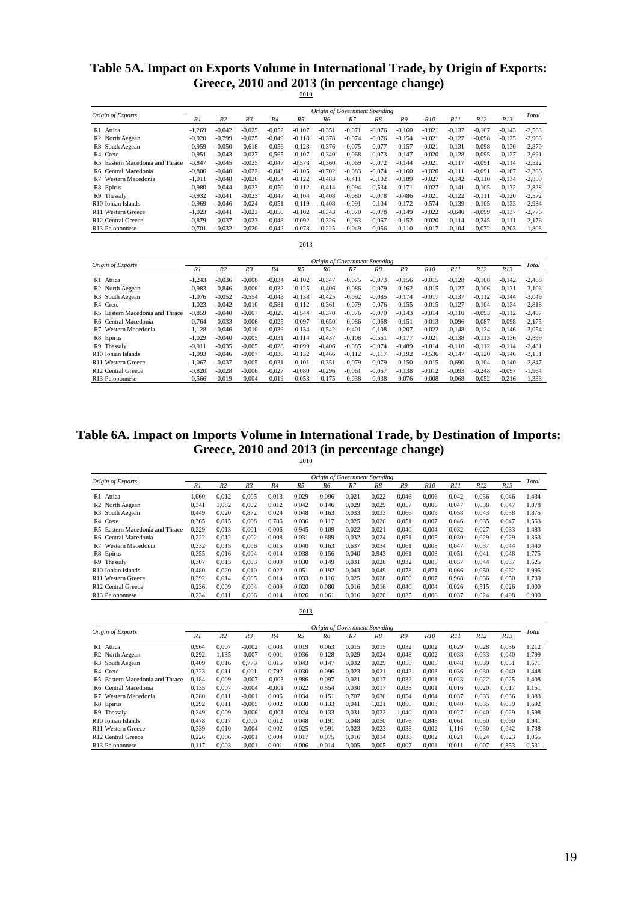# Table 5A. Impact on Exports Volume in International Trade, by Origin of Exports: Greece, 2010 and 2013 (in percentage change)

2010

| Origin of Exports | Origin of Government Spending | | | | | | | | | | | | | Total |
|---|---|---|---|---|---|---|---|---|---|---|---|---|---|---|
| | R1 | R2 | R3 | R4 | R5 | R6 | R7 | R8 | R9 | R10 | R11 | R12 | R13 | |
| R1 Attica | -1,269 | -0,042 | -0,025 | -0,052 | -0,107 | -0,351 | -0,071 | -0,076 | -0,160 | -0,021 | -0,137 | -0,107 | -0,143 | -2,563 |
| R2 North Aegean | -0,920 | -0,799 | -0,025 | -0,049 | -0,118 | -0,378 | -0,074 | -0,076 | -0,154 | -0,021 | -0,127 | -0,098 | -0,125 | -2,963 |
| R3 South Aegean | -0,959 | -0,050 | -0,618 | -0,056 | -0,123 | -0,376 | -0,075 | -0,077 | -0,157 | -0,021 | -0,131 | -0,098 | -0,130 | -2,870 |
| R4 Crete | -0,951 | -0,043 | -0,027 | -0,565 | -0,107 | -0,340 | -0,068 | -0,073 | -0,147 | -0,020 | -0,128 | -0,095 | -0,127 | -2,691 |
| R5 Eastern Macedonia and Thrace | -0,847 | -0,045 | -0,025 | -0,047 | -0,573 | -0,360 | -0,069 | -0,072 | -0,144 | -0,021 | -0,117 | -0,091 | -0,114 | -2,522 |
| R6 Central Macedonia | -0,806 | -0,040 | -0,022 | -0,043 | -0,105 | -0,702 | -0,083 | -0,074 | -0,160 | -0,020 | -0,111 | -0,091 | -0,107 | -2,366 |
| R7 Western Macedonia | -1,011 | -0,048 | -0,026 | -0,054 | -0,122 | -0,483 | -0,411 | -0,102 | -0,189 | -0,027 | -0,142 | -0,110 | -0,134 | -2,859 |
| R8 Epirus | -0,980 | -0,044 | -0,023 | -0,050 | -0,112 | -0,414 | -0,094 | -0,534 | -0,171 | -0,027 | -0,141 | -0,105 | -0,132 | -2,828 |
| R9 Thessaly | -0,932 | -0,041 | -0,023 | -0,047 | -0,104 | -0,408 | -0,080 | -0,078 | -0,486 | -0,021 | -0,122 | -0,111 | -0,120 | -2,572 |
| R10 Ionian Islands | -0,969 | -0,046 | -0,024 | -0,051 | -0,119 | -0,408 | -0,091 | -0,104 | -0,172 | -0,574 | -0,139 | -0,105 | -0,133 | -2,934 |
| R11 Western Greece | -1,023 | -0,041 | -0,023 | -0,050 | -0,102 | -0,343 | -0,070 | -0,078 | -0,149 | -0,022 | -0,640 | -0,099 | -0,137 | -2,776 |
| R12 Central Greece | -0,879 | -0,037 | -0,023 | -0,048 | -0,092 | -0,326 | -0,063 | -0,067 | -0,152 | -0,020 | -0,114 | -0,245 | -0,111 | -2,176 |
| R13 Peloponnese | -0,701 | -0,032 | -0,020 | -0,042 | -0,078 | -0,225 | -0,049 | -0,056 | -0,110 | -0,017 | -0,104 | -0,072 | -0,303 | -1,808 |

2013

| Origin of Exports | Origin of Government Spending | | | | | | | | | | | | | Total |
|---|---|---|---|---|---|---|---|---|---|---|---|---|---|---|
| | R1 | R2 | R3 | R4 | R5 | R6 | R7 | R8 | R9 | R10 | R11 | R12 | R13 | |
| R1 Attica | -1,243 | -0,036 | -0,008 | -0,034 | -0,102 | -0,347 | -0,075 | -0,073 | -0,156 | -0,015 | -0,128 | -0,108 | -0,142 | -2,468 |
| R2 North Aegean | -0,983 | -0,846 | -0,006 | -0,032 | -0,125 | -0,406 | -0,086 | -0,079 | -0,162 | -0,015 | -0,127 | -0,106 | -0,131 | -3,106 |
| R3 South Aegean | -1,076 | -0,052 | -0,554 | -0,043 | -0,138 | -0,425 | -0,092 | -0,085 | -0,174 | -0,017 | -0,137 | -0,112 | -0,144 | -3,049 |
| R4 Crete | -1,023 | -0,042 | -0,010 | -0,581 | -0,112 | -0,361 | -0,079 | -0,076 | -0,155 | -0,015 | -0,127 | -0,104 | -0,134 | -2,818 |
| R5 Eastern Macedonia and Thrace | -0,859 | -0,040 | -0,007 | -0,029 | -0,544 | -0,370 | -0,076 | -0,070 | -0,143 | -0,014 | -0,110 | -0,093 | -0,112 | -2,467 |
| R6 Central Macedonia | -0,764 | -0,033 | -0,006 | -0,025 | -0,097 | -0,650 | -0,086 | -0,068 | -0,151 | -0,013 | -0,096 | -0,087 | -0,098 | -2,175 |
| R7 Western Macedonia | -1,128 | -0,046 | -0,010 | -0,039 | -0,134 | -0,542 | -0,401 | -0,108 | -0,207 | -0,022 | -0,148 | -0,124 | -0,146 | -3,054 |
| R8 Epirus | -1,029 | -0,040 | -0,005 | -0,031 | -0,114 | -0,437 | -0,108 | -0,551 | -0,177 | -0,021 | -0,138 | -0,113 | -0,136 | -2,899 |
| R9 Thessaly | -0,911 | -0,035 | -0,005 | -0,028 | -0,099 | -0,406 | -0,085 | -0,074 | -0,489 | -0,014 | -0,110 | -0,112 | -0,114 | -2,481 |
| R10 Ionian Islands | -1,093 | -0,046 | -0,007 | -0,036 | -0,132 | -0,466 | -0,112 | -0,117 | -0,192 | -0,536 | -0,147 | -0,120 | -0,146 | -3,151 |
| R11 Western Greece | -1,067 | -0,037 | -0,005 | -0,031 | -0,101 | -0,351 | -0,079 | -0,079 | -0,150 | -0,015 | -0,690 | -0,104 | -0,140 | -2,847 |
| R12 Central Greece | -0,820 | -0,028 | -0,006 | -0,027 | -0,080 | -0,296 | -0,061 | -0,057 | -0,138 | -0,012 | -0,093 | -0,248 | -0,097 | -1,964 |
| R13 Peloponnese | -0,566 | -0,019 | -0,004 | -0,019 | -0,053 | -0,175 | -0,038 | -0,038 | -0,076 | -0,008 | -0,068 | -0,052 | -0,216 | -1,333 |

# Table 6A. Impact on Imports Volume in International Trade, by Destination of Imports: Greece, 2010 and 2013 (in percentage change)

2010

| Origin of Exports | Origin of Government Spending | | | | | | | | | | | | | Total |
|---|---|---|---|---|---|---|---|---|---|---|---|---|---|---|
| | R1 | R2 | R3 | R4 | R5 | R6 | R7 | R8 | R9 | R10 | R11 | R12 | R13 | |
| R1 Attica | 1,060 | 0,012 | 0,005 | 0,013 | 0,029 | 0,096 | 0,021 | 0,022 | 0,046 | 0,006 | 0,042 | 0,036 | 0,046 | 1,434 |
| R2 North Aegean | 0,341 | 1,082 | 0,002 | 0,012 | 0,042 | 0,146 | 0,029 | 0,029 | 0,057 | 0,006 | 0,047 | 0,038 | 0,047 | 1,878 |
| R3 South Aegean | 0,449 | 0,020 | 0,872 | 0,024 | 0,048 | 0,163 | 0,033 | 0,033 | 0,066 | 0,009 | 0,058 | 0,043 | 0,058 | 1,875 |
| R4 Crete | 0,365 | 0,015 | 0,008 | 0,786 | 0,036 | 0,117 | 0,025 | 0,026 | 0,051 | 0,007 | 0,046 | 0,035 | 0,047 | 1,563 |
| R5 Eastern Macedonia and Thrace | 0,229 | 0,013 | 0,001 | 0,006 | 0,945 | 0,109 | 0,022 | 0,021 | 0,040 | 0,004 | 0,032 | 0,027 | 0,033 | 1,483 |
| R6 Central Macedonia | 0,222 | 0,012 | 0,002 | 0,008 | 0,031 | 0,889 | 0,032 | 0,024 | 0,051 | 0,005 | 0,030 | 0,029 | 0,029 | 1,363 |
| R7 Western Macedonia | 0,332 | 0,015 | 0,006 | 0,015 | 0,040 | 0,163 | 0,637 | 0,034 | 0,061 | 0,008 | 0,047 | 0,037 | 0,044 | 1,440 |
| R8 Epirus | 0,355 | 0,016 | 0,004 | 0,014 | 0,038 | 0,156 | 0,040 | 0,943 | 0,061 | 0,008 | 0,051 | 0,041 | 0,048 | 1,775 |
| R9 Thessaly | 0,307 | 0,013 | 0,003 | 0,009 | 0,030 | 0,149 | 0,031 | 0,026 | 0,932 | 0,005 | 0,037 | 0,044 | 0,037 | 1,625 |
| R10 Ionian Islands | 0,480 | 0,020 | 0,010 | 0,022 | 0,051 | 0,192 | 0,043 | 0,049 | 0,078 | 0,871 | 0,066 | 0,050 | 0,062 | 1,995 |
| R11 Western Greece | 0,392 | 0,014 | 0,005 | 0,014 | 0,033 | 0,116 | 0,025 | 0,028 | 0,050 | 0,007 | 0,968 | 0,036 | 0,050 | 1,739 |
| R12 Central Greece | 0,236 | 0,009 | 0,004 | 0,009 | 0,020 | 0,080 | 0,016 | 0,016 | 0,040 | 0,004 | 0,026 | 0,515 | 0,026 | 1,000 |
| R13 Peloponnese | 0,234 | 0,011 | 0,006 | 0,014 | 0,026 | 0,061 | 0,016 | 0,020 | 0,035 | 0,006 | 0,037 | 0,024 | 0,498 | 0,990 |

2013

| Origin of Exports | Origin of Government Spending | | | | | | | | | | | | | Total |
|---|---|---|---|---|---|---|---|---|---|---|---|---|---|---|
| | R1 | R2 | R3 | R4 | R5 | R6 | R7 | R8 | R9 | R10 | R11 | R12 | R13 | |
| R1 Attica | 0,964 | 0,007 | -0,002 | 0,003 | 0,019 | 0,063 | 0,015 | 0,015 | 0,032 | 0,002 | 0,029 | 0,028 | 0,036 | 1,212 |
| R2 North Aegean | 0,292 | 1,135 | -0,007 | 0,001 | 0,036 | 0,128 | 0,029 | 0,024 | 0,048 | 0,002 | 0,038 | 0,033 | 0,040 | 1,799 |
| R3 South Aegean | 0,409 | 0,016 | 0,779 | 0,015 | 0,043 | 0,147 | 0,032 | 0,029 | 0,058 | 0,005 | 0,048 | 0,039 | 0,051 | 1,671 |
| R4 Crete | 0,323 | 0,011 | 0,001 | 0,792 | 0,030 | 0,096 | 0,023 | 0,021 | 0,042 | 0,003 | 0,036 | 0,030 | 0,040 | 1,448 |
| R5 Eastern Macedonia and Thrace | 0,184 | 0,009 | -0,007 | -0,003 | 0,986 | 0,097 | 0,021 | 0,017 | 0,032 | 0,001 | 0,023 | 0,022 | 0,025 | 1,408 |
| R6 Central Macedonia | 0,135 | 0,007 | -0,004 | -0,001 | 0,022 | 0,854 | 0,030 | 0,017 | 0,038 | 0,001 | 0,016 | 0,020 | 0,017 | 1,151 |
| R7 Western Macedonia | 0,280 | 0,011 | -0,001 | 0,006 | 0,034 | 0,151 | 0,707 | 0,030 | 0,054 | 0,004 | 0,037 | 0,033 | 0,036 | 1,383 |
| R8 Epirus | 0,292 | 0,011 | -0,005 | 0,002 | 0,030 | 0,133 | 0,041 | 1,021 | 0,050 | 0,003 | 0,040 | 0,035 | 0,039 | 1,692 |
| R9 Thessaly | 0,249 | 0,009 | -0,006 | -0,001 | 0,024 | 0,133 | 0,031 | 0,022 | 1,040 | 0,001 | 0,027 | 0,040 | 0,029 | 1,598 |
| R10 Ionian Islands | 0,478 | 0,017 | 0,000 | 0,012 | 0,048 | 0,191 | 0,048 | 0,050 | 0,076 | 0,848 | 0,061 | 0,050 | 0,060 | 1,941 |
| R11 Western Greece | 0,339 | 0,010 | -0,004 | 0,002 | 0,025 | 0,091 | 0,023 | 0,023 | 0,038 | 0,002 | 1,116 | 0,030 | 0,042 | 1,738 |
| R12 Central Greece | 0,226 | 0,006 | -0,001 | 0,004 | 0,017 | 0,075 | 0,016 | 0,014 | 0,038 | 0,002 | 0,021 | 0,624 | 0,023 | 1,065 |
| R13 Peloponnese | 0,117 | 0,003 | -0,001 | 0,001 | 0,006 | 0,014 | 0,005 | 0,005 | 0,007 | 0,001 | 0,011 | 0,007 | 0,353 | 0,531 |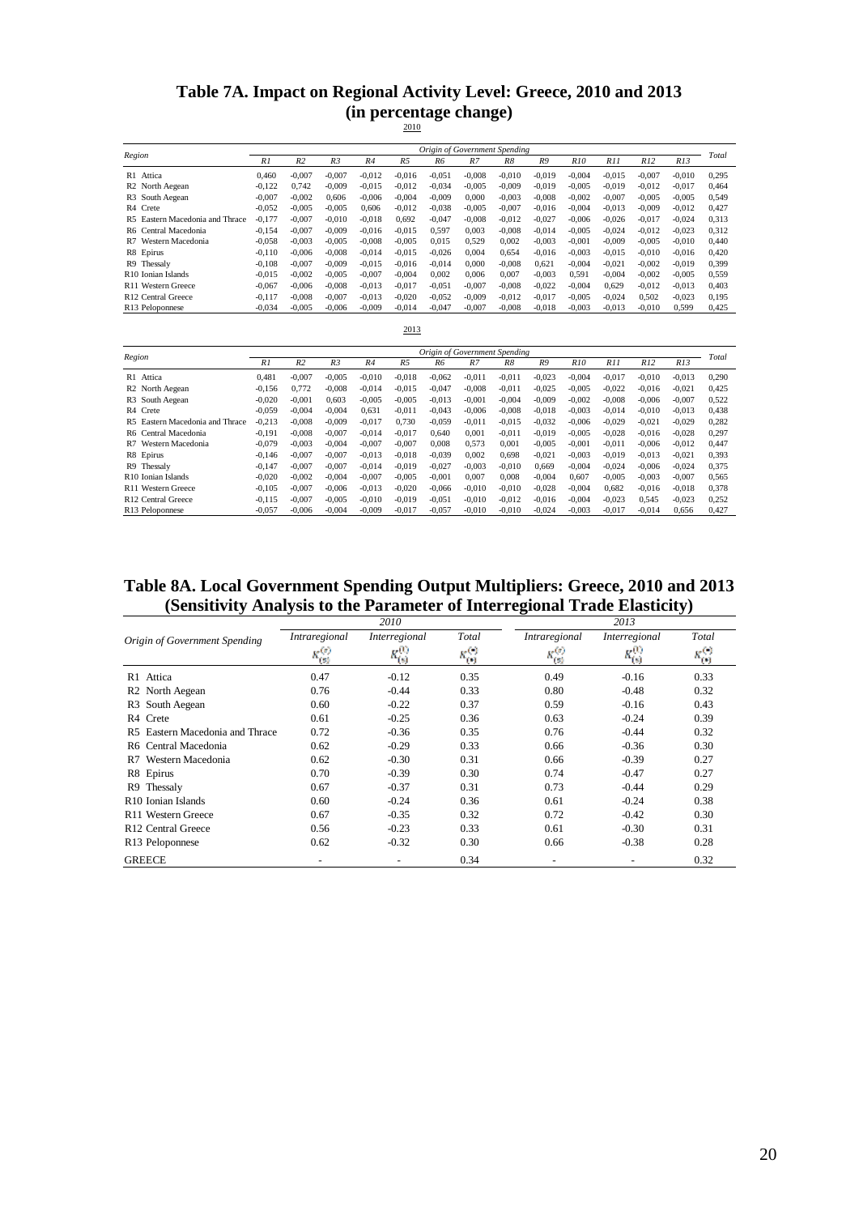# Table 7A. Impact on Regional Activity Level: Greece, 2010 and 2013 (in percentage change)

2010

| Region | Origin of Government Spending | | | | | | | | | | | | | Total |
|---|---|---|---|---|---|---|---|---|---|---|---|---|---|---|
| | *R1* | *R2* | *R3* | *R4* | *R5* | *R6* | *R7* | *R8* | *R9* | *R10* | *R11* | *R12* | *R13* | |
| R1 Attica | 0,460 | -0,007 | -0,007 | -0,012 | -0,016 | -0,051 | -0,008 | -0,010 | -0,019 | -0,004 | -0,015 | -0,007 | -0,010 | 0,295 |
| R2 North Aegean | -0,122 | 0,742 | -0,009 | -0,015 | -0,012 | -0,034 | -0,005 | -0,009 | -0,019 | -0,005 | -0,019 | -0,012 | -0,017 | 0,464 |
| R3 South Aegean | -0,007 | -0,002 | 0,606 | -0,006 | -0,004 | -0,009 | 0,000 | -0,003 | -0,008 | -0,002 | -0,007 | -0,005 | -0,005 | 0,549 |
| R4 Crete | -0,052 | -0,005 | -0,005 | 0,606 | -0,012 | -0,038 | -0,005 | -0,007 | -0,016 | -0,004 | -0,013 | -0,009 | -0,012 | 0,427 |
| R5 Eastern Macedonia and Thrace | -0,177 | -0,007 | -0,010 | -0,018 | 0,692 | -0,047 | -0,008 | -0,012 | -0,027 | -0,006 | -0,026 | -0,017 | -0,024 | 0,313 |
| R6 Central Macedonia | -0,154 | -0,007 | -0,009 | -0,016 | -0,015 | 0,597 | 0,003 | -0,008 | -0,014 | -0,005 | -0,024 | -0,012 | -0,023 | 0,312 |
| R7 Western Macedonia | -0,058 | -0,003 | -0,005 | -0,008 | -0,005 | 0,015 | 0,529 | 0,002 | -0,003 | -0,001 | -0,009 | -0,005 | -0,010 | 0,440 |
| R8 Epirus | -0,110 | -0,006 | -0,008 | -0,014 | -0,015 | -0,026 | 0,004 | 0,654 | -0,016 | -0,003 | -0,015 | -0,010 | -0,016 | 0,420 |
| R9 Thessaly | -0,108 | -0,007 | -0,009 | -0,015 | -0,016 | -0,014 | 0,000 | -0,008 | 0,621 | -0,004 | -0,021 | -0,002 | -0,019 | 0,399 |
| R10 Ionian Islands | -0,015 | -0,002 | -0,005 | -0,007 | -0,004 | 0,002 | 0,006 | 0,007 | -0,003 | 0,591 | -0,004 | -0,002 | -0,005 | 0,559 |
| R11 Western Greece | -0,067 | -0,006 | -0,008 | -0,013 | -0,017 | -0,051 | -0,007 | -0,008 | -0,022 | -0,004 | 0,629 | -0,012 | -0,013 | 0,403 |
| R12 Central Greece | -0,117 | -0,008 | -0,007 | -0,013 | -0,020 | -0,052 | -0,009 | -0,012 | -0,017 | -0,005 | -0,024 | 0,502 | -0,023 | 0,195 |
| R13 Peloponnese | -0,034 | -0,005 | -0,006 | -0,009 | -0,014 | -0,047 | -0,007 | -0,008 | -0,018 | -0,003 | -0,013 | -0,010 | 0,599 | 0,425 |

2013

| Region | Origin of Government Spending | | | | | | | | | | | | | Total |
|---|---|---|---|---|---|---|---|---|---|---|---|---|---|---|
| | *R1* | *R2* | *R3* | *R4* | *R5* | *R6* | *R7* | *R8* | *R9* | *R10* | *R11* | *R12* | *R13* | |
| R1 Attica | 0,481 | -0,007 | -0,005 | -0,010 | -0,018 | -0,062 | -0,011 | -0,011 | -0,023 | -0,004 | -0,017 | -0,010 | -0,013 | 0,290 |
| R2 North Aegean | -0,156 | 0,772 | -0,008 | -0,014 | -0,015 | -0,047 | -0,008 | -0,011 | -0,025 | -0,005 | -0,022 | -0,016 | -0,021 | 0,425 |
| R3 South Aegean | -0,020 | -0,001 | 0,603 | -0,005 | -0,005 | -0,013 | -0,001 | -0,004 | -0,009 | -0,002 | -0,008 | -0,006 | -0,007 | 0,522 |
| R4 Crete | -0,059 | -0,004 | -0,004 | 0,631 | -0,011 | -0,043 | -0,006 | -0,008 | -0,018 | -0,003 | -0,014 | -0,010 | -0,013 | 0,438 |
| R5 Eastern Macedonia and Thrace | -0,213 | -0,008 | -0,009 | -0,017 | 0,730 | -0,059 | -0,011 | -0,015 | -0,032 | -0,006 | -0,029 | -0,021 | -0,029 | 0,282 |
| R6 Central Macedonia | -0,191 | -0,008 | -0,007 | -0,014 | -0,017 | 0,640 | 0,001 | -0,011 | -0,019 | -0,005 | -0,028 | -0,016 | -0,028 | 0,297 |
| R7 Western Macedonia | -0,079 | -0,003 | -0,004 | -0,007 | -0,007 | 0,008 | 0,573 | 0,001 | -0,005 | -0,001 | -0,011 | -0,006 | -0,012 | 0,447 |
| R8 Epirus | -0,146 | -0,007 | -0,007 | -0,013 | -0,018 | -0,039 | 0,002 | 0,698 | -0,021 | -0,003 | -0,019 | -0,013 | -0,021 | 0,393 |
| R9 Thessaly | -0,147 | -0,007 | -0,007 | -0,014 | -0,019 | -0,027 | -0,003 | -0,010 | 0,669 | -0,004 | -0,024 | -0,006 | -0,024 | 0,375 |
| R10 Ionian Islands | -0,020 | -0,002 | -0,004 | -0,007 | -0,005 | -0,001 | 0,007 | 0,008 | -0,004 | 0,607 | -0,005 | -0,003 | -0,007 | 0,565 |
| R11 Western Greece | -0,105 | -0,007 | -0,006 | -0,013 | -0,020 | -0,066 | -0,010 | -0,010 | -0,028 | -0,004 | 0,682 | -0,016 | -0,018 | 0,378 |
| R12 Central Greece | -0,115 | -0,007 | -0,005 | -0,010 | -0,019 | -0,051 | -0,010 | -0,012 | -0,016 | -0,004 | -0,023 | 0,545 | -0,023 | 0,252 |
| R13 Peloponnese | -0,057 | -0,006 | -0,004 | -0,009 | -0,017 | -0,057 | -0,010 | -0,010 | -0,024 | -0,003 | -0,017 | -0,014 | 0,656 | 0,427 |

# Table 8A. Local Government Spending Output Multipliers: Greece, 2010 and 2013 (Sensitivity Analysis to the Parameter of Interregional Trade Elasticity)

| Origin of Government Spending | 2010 | | | 2013 | | |
|---|---|---|---|---|---|---|
| | *Intraregional* $K^{(r)}_{(s)}$ | *Interregional* $K^{(l)}_{(s)}$ | *Total* $K^{(\bullet)}_{(\bullet)}$ | *Intraregional* $K^{(r)}_{(s)}$ | *Interregional* $K^{(l)}_{(s)}$ | *Total* $K^{(\bullet)}_{(\bullet)}$ |
| R1 Attica | 0.47 | -0.12 | 0.35 | 0.49 | -0.16 | 0.33 |
| R2 North Aegean | 0.76 | -0.44 | 0.33 | 0.80 | -0.48 | 0.32 |
| R3 South Aegean | 0.60 | -0.22 | 0.37 | 0.59 | -0.16 | 0.43 |
| R4 Crete | 0.61 | -0.25 | 0.36 | 0.63 | -0.24 | 0.39 |
| R5 Eastern Macedonia and Thrace | 0.72 | -0.36 | 0.35 | 0.76 | -0.44 | 0.32 |
| R6 Central Macedonia | 0.62 | -0.29 | 0.33 | 0.66 | -0.36 | 0.30 |
| R7 Western Macedonia | 0.62 | -0.30 | 0.31 | 0.66 | -0.39 | 0.27 |
| R8 Epirus | 0.70 | -0.39 | 0.30 | 0.74 | -0.47 | 0.27 |
| R9 Thessaly | 0.67 | -0.37 | 0.31 | 0.73 | -0.44 | 0.29 |
| R10 Ionian Islands | 0.60 | -0.24 | 0.36 | 0.61 | -0.24 | 0.38 |
| R11 Western Greece | 0.67 | -0.35 | 0.32 | 0.72 | -0.42 | 0.30 |
| R12 Central Greece | 0.56 | -0.23 | 0.33 | 0.61 | -0.30 | 0.31 |
| R13 Peloponnese | 0.62 | -0.32 | 0.30 | 0.66 | -0.38 | 0.28 |
| GREECE | - | - | 0.34 | - | - | 0.32 |